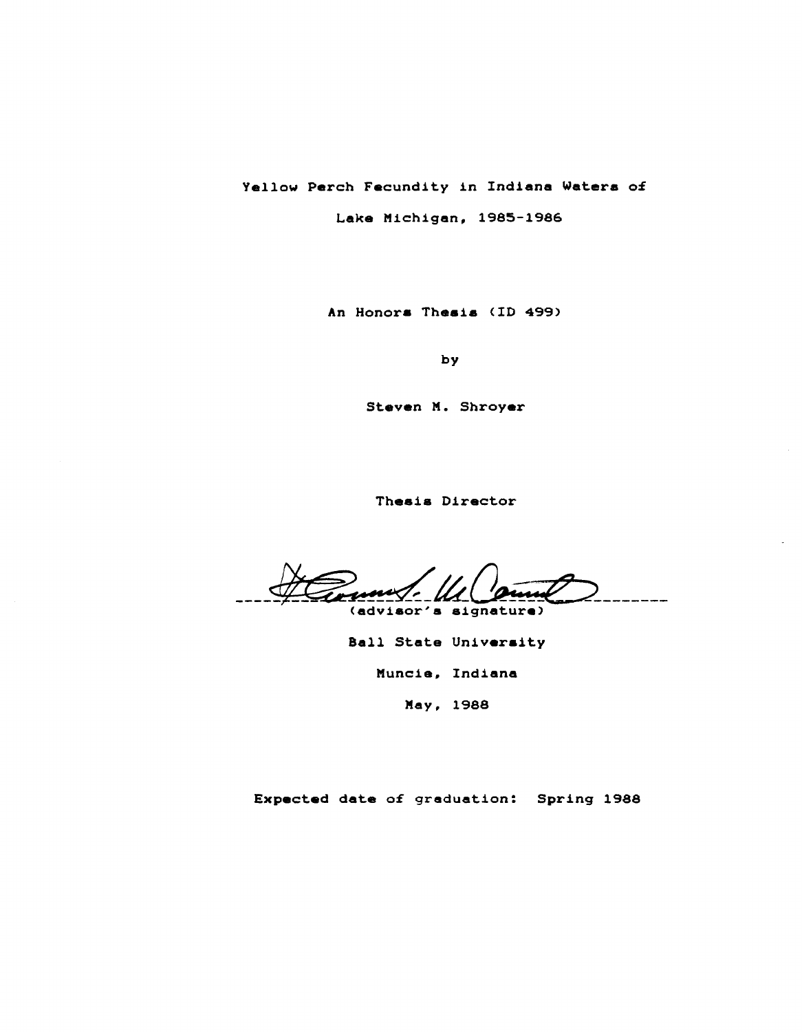# Yellow Perch Fecundity in Indiana Waters of Lake Michigan, 1985-1986

An Honors Thesis (ID 499)

by

Steven M. Shroyer

Thesis Director

(advisor's signature)

Ball State University

Muncie, Indiana

May, 1988

Expected date of graduation: Spring 1988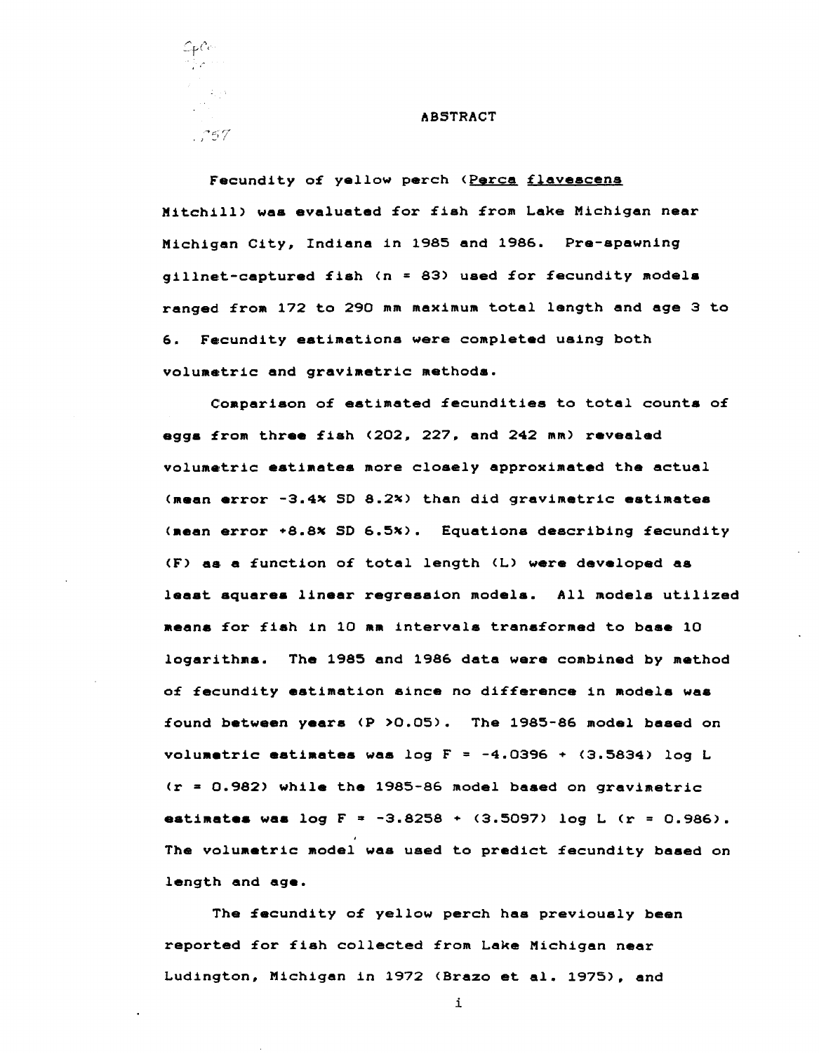# ABSTRACT

Fecundity of yellow perch (*Perca flavescens* Mitchill) was evaluated for fish from Lake Michigan near Michigan City, Indiana in 1985 and 1986. Pre-spawning gillnet-captured fish ($n = 83$) used for fecundity models ranged from 172 to 290 mm maximum total length and age 3 to 6. Fecundity estimations were completed using both volumetric and gravimetric methods.

Comparison of estimated fecundities to total counts of eggs from three fish (202, 227, and 242 mm) revealed volumetric estimates more closely approximated the actual (mean error -3.4% SD 8.2%) than did gravimetric estimates (mean error +8.8% SD 6.5%). Equations describing fecundity (F) as a function of total length (L) were developed as least squares linear regression models. All models utilized means for fish in 10 mm intervals transformed to base 10 logarithms. The 1985 and 1986 data were combined by method of fecundity estimation since no difference in models was found between years ($P > 0.05$). The 1985-86 model based on volumetric estimates was $\log F = -4.0396 + (3.5834) \log L$ ($r = 0.982$) while the 1985-86 model based on gravimetric estimates was $\log F = -3.8258 + (3.5097) \log L$ ($r = 0.986$). The volumetric model was used to predict fecundity based on length and age.

The fecundity of yellow perch has previously been reported for fish collected from Lake Michigan near Ludington, Michigan in 1972 (Brazo et al. 1975), and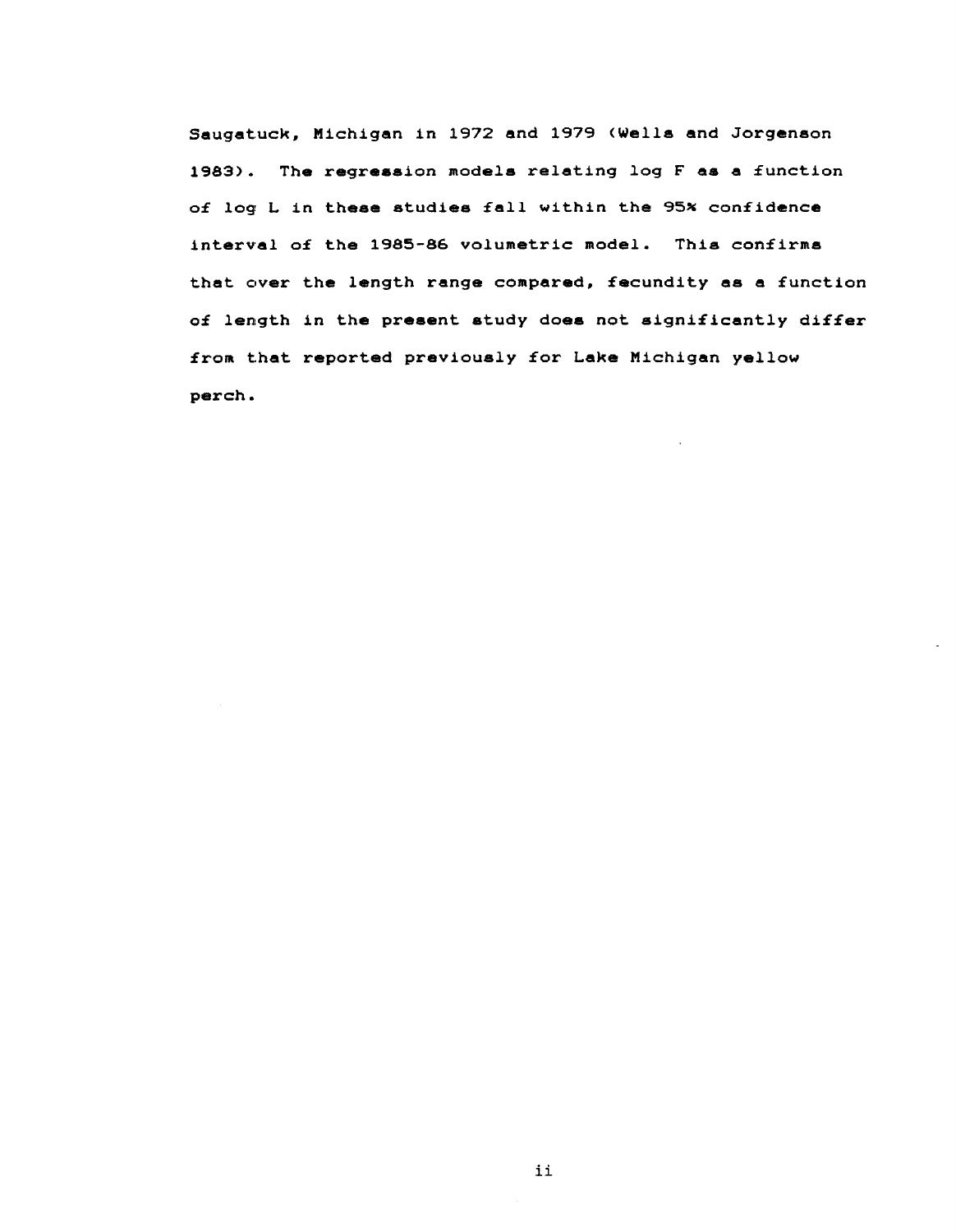Saugatuck, Michigan in 1972 and 1979 (Wells and Jorgenson 1983). The regression models relating log F as a function of log L in these studies fall within the 95% confidence interval of the 1985-86 volumetric model. This confirms that over the length range compared, fecundity as a function of length in the present study does not significantly differ from that reported previously for Lake Michigan yellow perch.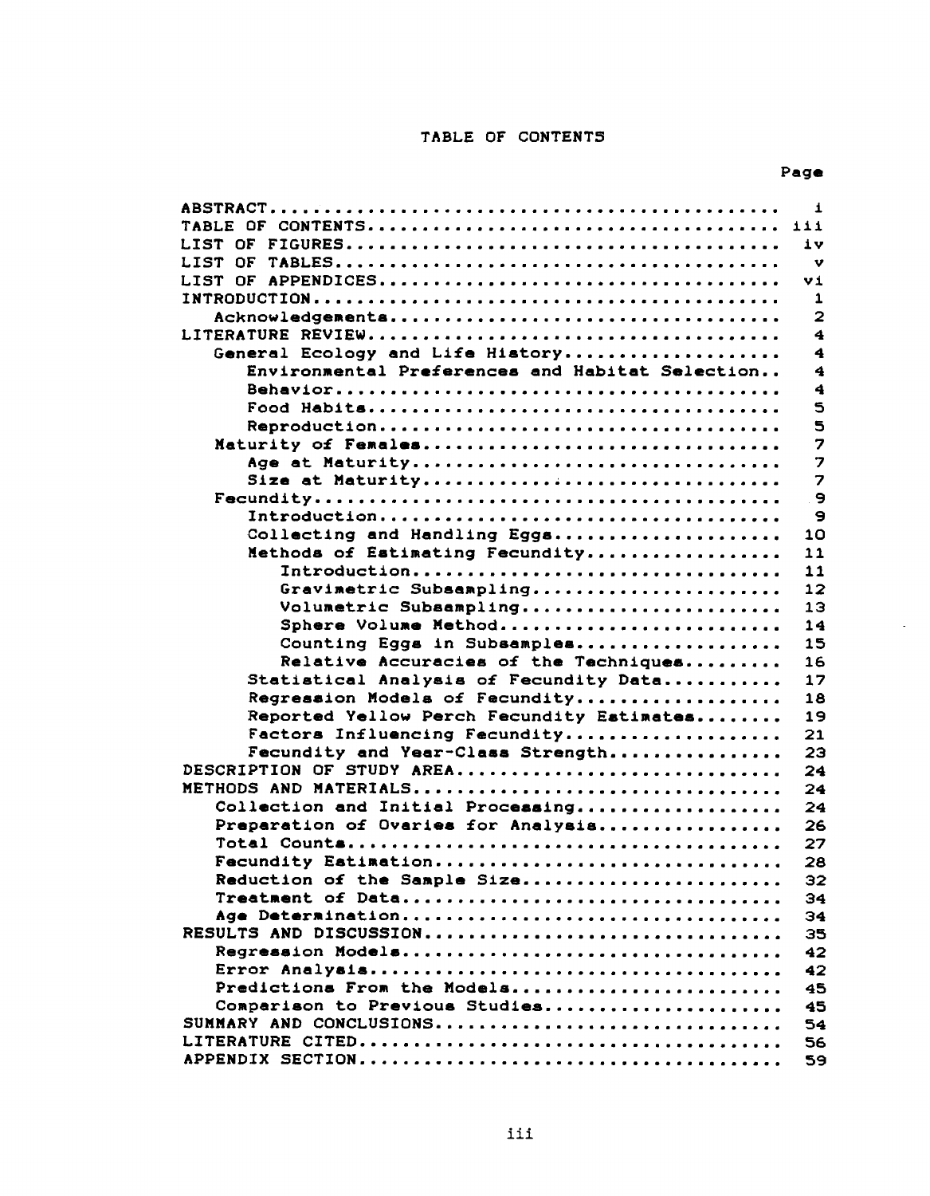# TABLE OF CONTENTS

| | Page |
|---|---|
| ABSTRACT | i |
| TABLE OF CONTENTS | iii |
| LIST OF FIGURES | iv |
| LIST OF TABLES | v |
| LIST OF APPENDICES | vi |
| INTRODUCTION | 1 |
| &nbsp;&nbsp;Acknowledgements | 2 |
| LITERATURE REVIEW | 4 |
| &nbsp;&nbsp;General Ecology and Life History | 4 |
| &nbsp;&nbsp;&nbsp;&nbsp;Environmental Preferences and Habitat Selection | 4 |
| &nbsp;&nbsp;&nbsp;&nbsp;Behavior | 4 |
| &nbsp;&nbsp;&nbsp;&nbsp;Food Habits | 5 |
| &nbsp;&nbsp;&nbsp;&nbsp;Reproduction | 5 |
| &nbsp;&nbsp;Maturity of Females | 7 |
| &nbsp;&nbsp;&nbsp;&nbsp;Age at Maturity | 7 |
| &nbsp;&nbsp;&nbsp;&nbsp;Size at Maturity | 7 |
| &nbsp;&nbsp;Fecundity | 9 |
| &nbsp;&nbsp;&nbsp;&nbsp;Introduction | 9 |
| &nbsp;&nbsp;&nbsp;&nbsp;Collecting and Handling Eggs | 10 |
| &nbsp;&nbsp;&nbsp;&nbsp;Methods of Estimating Fecundity | 11 |
| &nbsp;&nbsp;&nbsp;&nbsp;&nbsp;&nbsp;Introduction | 11 |
| &nbsp;&nbsp;&nbsp;&nbsp;&nbsp;&nbsp;Gravimetric Subsampling | 12 |
| &nbsp;&nbsp;&nbsp;&nbsp;&nbsp;&nbsp;Volumetric Subsampling | 13 |
| &nbsp;&nbsp;&nbsp;&nbsp;&nbsp;&nbsp;Sphere Volume Method | 14 |
| &nbsp;&nbsp;&nbsp;&nbsp;&nbsp;&nbsp;Counting Eggs in Subsamples | 15 |
| &nbsp;&nbsp;&nbsp;&nbsp;&nbsp;&nbsp;Relative Accuracies of the Techniques | 16 |
| &nbsp;&nbsp;&nbsp;&nbsp;Statistical Analysis of Fecundity Data | 17 |
| &nbsp;&nbsp;&nbsp;&nbsp;Regression Models of Fecundity | 18 |
| &nbsp;&nbsp;&nbsp;&nbsp;Reported Yellow Perch Fecundity Estimates | 19 |
| &nbsp;&nbsp;&nbsp;&nbsp;Factors Influencing Fecundity | 21 |
| &nbsp;&nbsp;&nbsp;&nbsp;Fecundity and Year-Class Strength | 23 |
| DESCRIPTION OF STUDY AREA | 24 |
| METHODS AND MATERIALS | 24 |
| &nbsp;&nbsp;Collection and Initial Processing | 24 |
| &nbsp;&nbsp;Preparation of Ovaries for Analysis | 26 |
| &nbsp;&nbsp;Total Counts | 27 |
| &nbsp;&nbsp;Fecundity Estimation | 28 |
| &nbsp;&nbsp;Reduction of the Sample Size | 32 |
| &nbsp;&nbsp;Treatment of Data | 34 |
| &nbsp;&nbsp;Age Determination | 34 |
| RESULTS AND DISCUSSION | 35 |
| &nbsp;&nbsp;Regression Models | 42 |
| &nbsp;&nbsp;Error Analysis | 42 |
| &nbsp;&nbsp;Predictions From the Models | 45 |
| &nbsp;&nbsp;Comparison to Previous Studies | 45 |
| SUMMARY AND CONCLUSIONS | 54 |
| LITERATURE CITED | 56 |
| APPENDIX SECTION | 59 |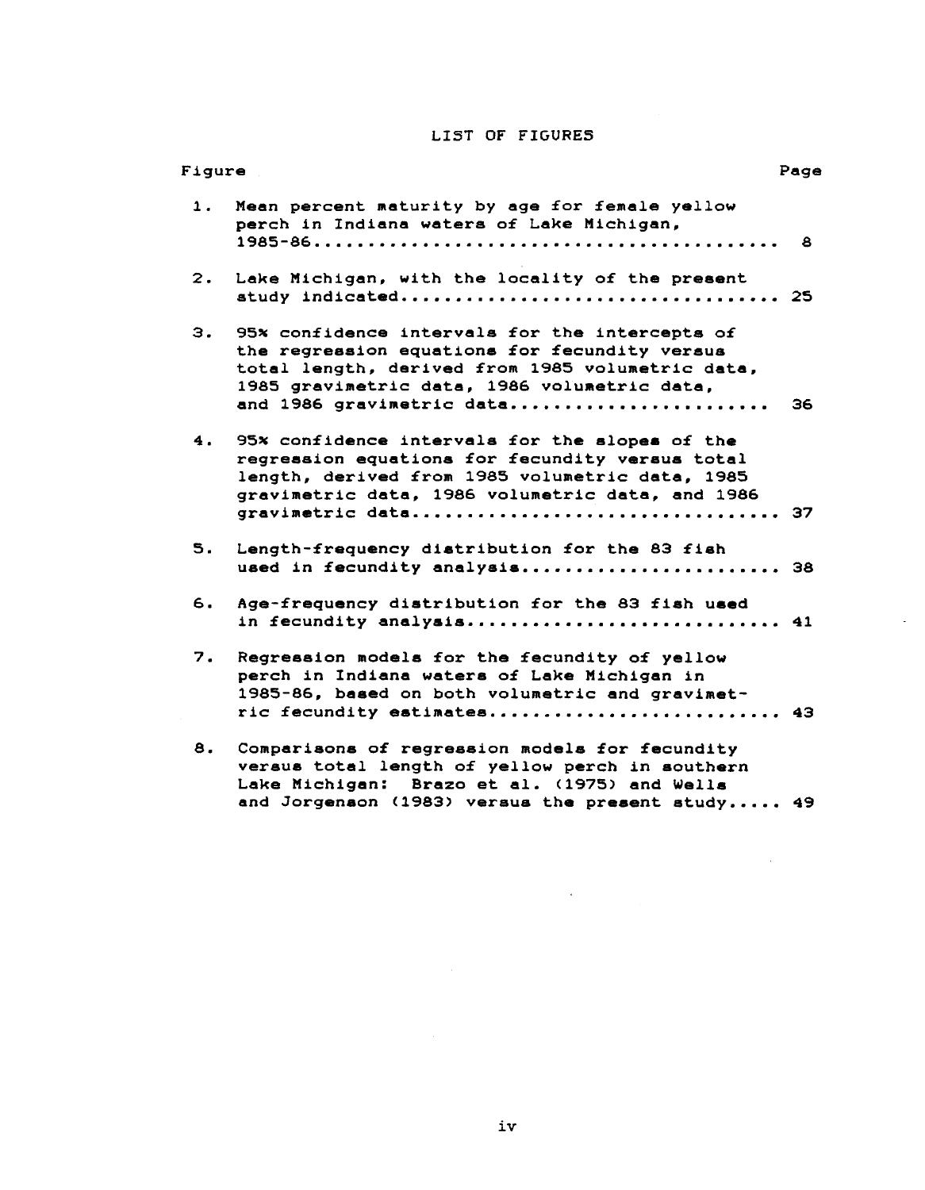# LIST OF FIGURES

| Figure | | Page |
|---|---|---|
| 1. | Mean percent maturity by age for female yellow perch in Indiana waters of Lake Michigan, 1985-86 | 8 |
| 2. | Lake Michigan, with the locality of the present study indicated | 25 |
| 3. | 95% confidence intervals for the intercepts of the regression equations for fecundity versus total length, derived from 1985 volumetric data, 1985 gravimetric data, 1986 volumetric data, and 1986 gravimetric data | 36 |
| 4. | 95% confidence intervals for the slopes of the regression equations for fecundity versus total length, derived from 1985 volumetric data, 1985 gravimetric data, 1986 volumetric data, and 1986 gravimetric data | 37 |
| 5. | Length-frequency distribution for the 83 fish used in fecundity analysis | 38 |
| 6. | Age-frequency distribution for the 83 fish used in fecundity analysis | 41 |
| 7. | Regression models for the fecundity of yellow perch in Indiana waters of Lake Michigan in 1985-86, based on both volumetric and gravimetric fecundity estimates | 43 |
| 8. | Comparisons of regression models for fecundity versus total length of yellow perch in southern Lake Michigan: Brazo et al. (1975) and Wells and Jorgenson (1983) versus the present study | 49 |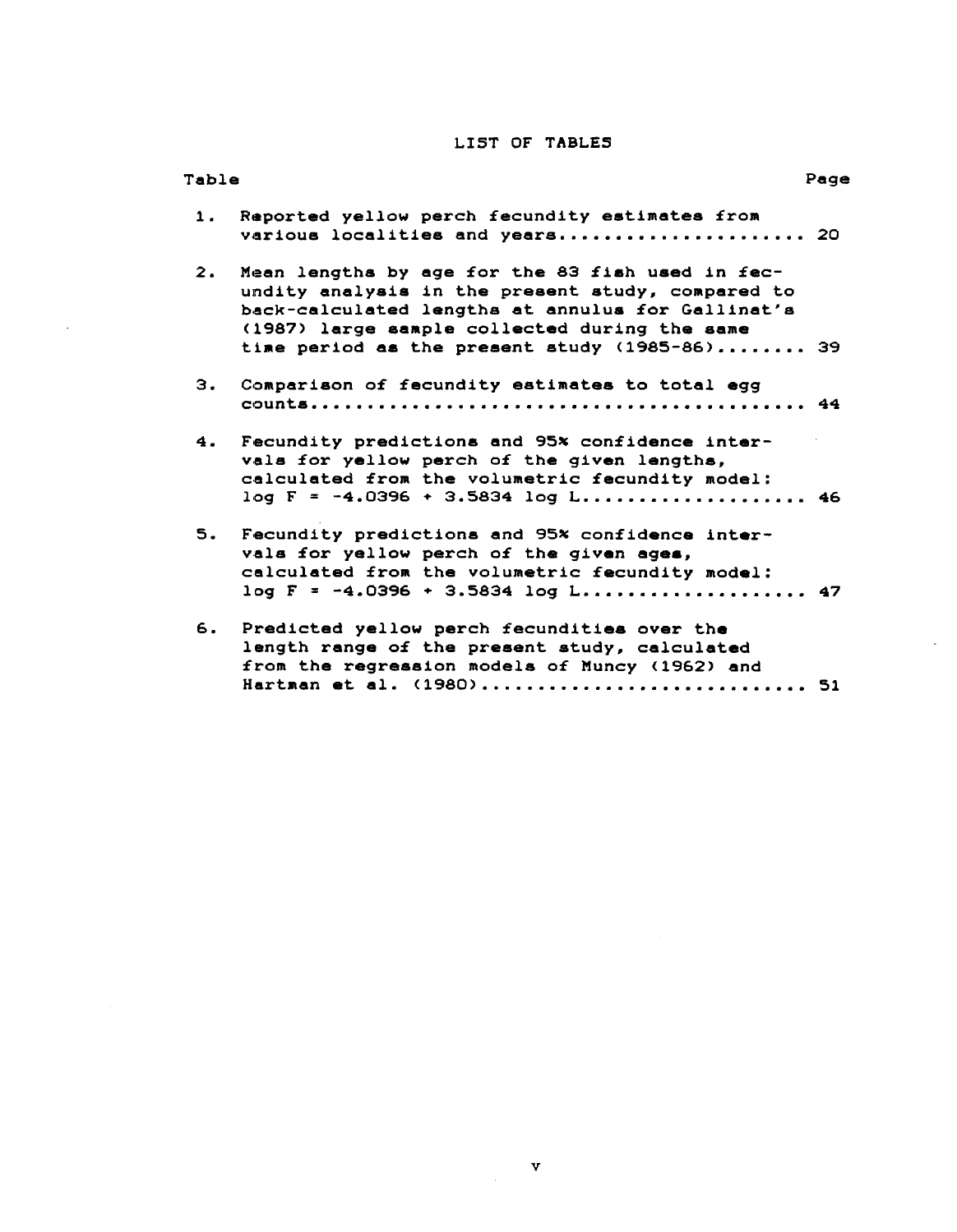# LIST OF TABLES

| Table | | Page |
|---|---|---|
| 1. | Reported yellow perch fecundity estimates from various localities and years | 20 |
| 2. | Mean lengths by age for the 83 fish used in fecundity analysis in the present study, compared to back-calculated lengths at annulus for Gallinat's (1987) large sample collected during the same time period as the present study (1985-86) | 39 |
| 3. | Comparison of fecundity estimates to total egg counts | 44 |
| 4. | Fecundity predictions and 95% confidence intervals for yellow perch of the given lengths, calculated from the volumetric fecundity model: $\log F = -4.0396 + 3.5834 \log L$ | 46 |
| 5. | Fecundity predictions and 95% confidence intervals for yellow perch of the given ages, calculated from the volumetric fecundity model: $\log F = -4.0396 + 3.5834 \log L$ | 47 |
| 6. | Predicted yellow perch fecundities over the length range of the present study, calculated from the regression models of Muncy (1962) and Hartman et al. (1980) | 51 |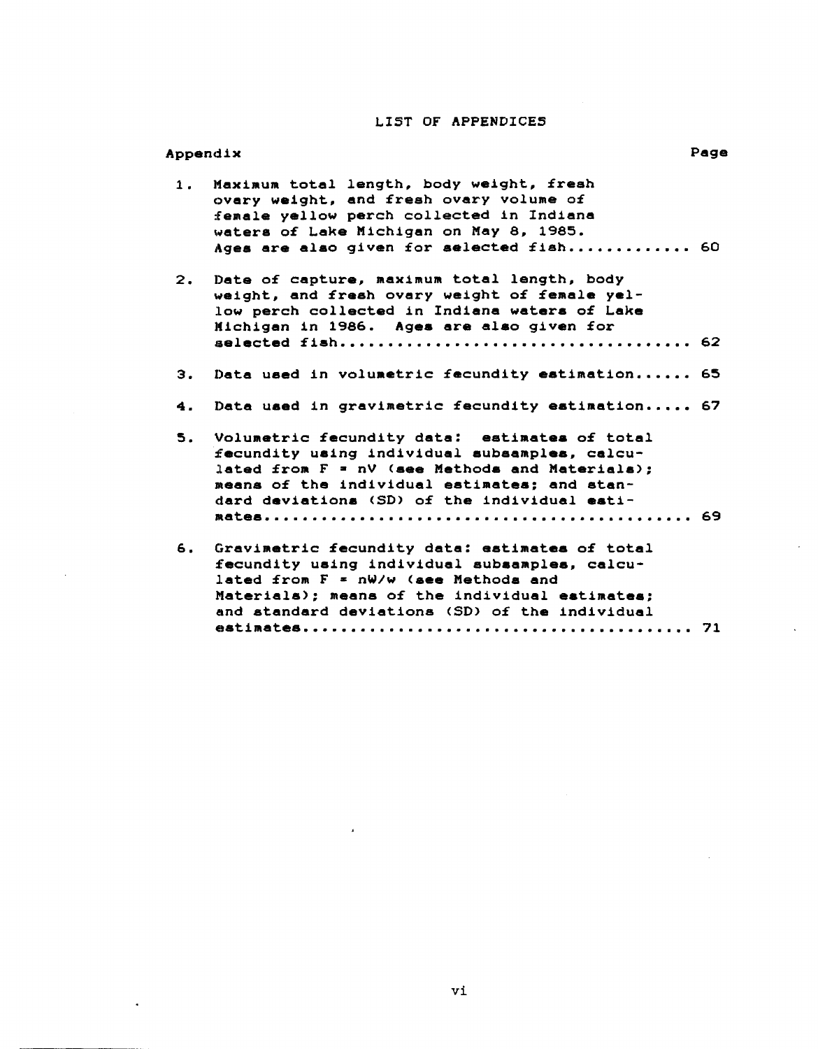# LIST OF APPENDICES

| Appendix | | Page |
|---|---|---|
| 1. | Maximum total length, body weight, fresh ovary weight, and fresh ovary volume of female yellow perch collected in Indiana waters of Lake Michigan on May 8, 1985. Ages are also given for selected fish | 60 |
| 2. | Date of capture, maximum total length, body weight, and fresh ovary weight of female yellow perch collected in Indiana waters of Lake Michigan in 1986. Ages are also given for selected fish | 62 |
| 3. | Data used in volumetric fecundity estimation | 65 |
| 4. | Data used in gravimetric fecundity estimation | 67 |
| 5. | Volumetric fecundity data: estimates of total fecundity using individual subsamples, calculated from $F = nV$ (see Methods and Materials); means of the individual estimates; and standard deviations (SD) of the individual estimates | 69 |
| 6. | Gravimetric fecundity data: estimates of total fecundity using individual subsamples, calculated from $F = nW/w$ (see Methods and Materials); means of the individual estimates; and standard deviations (SD) of the individual estimates | 71 |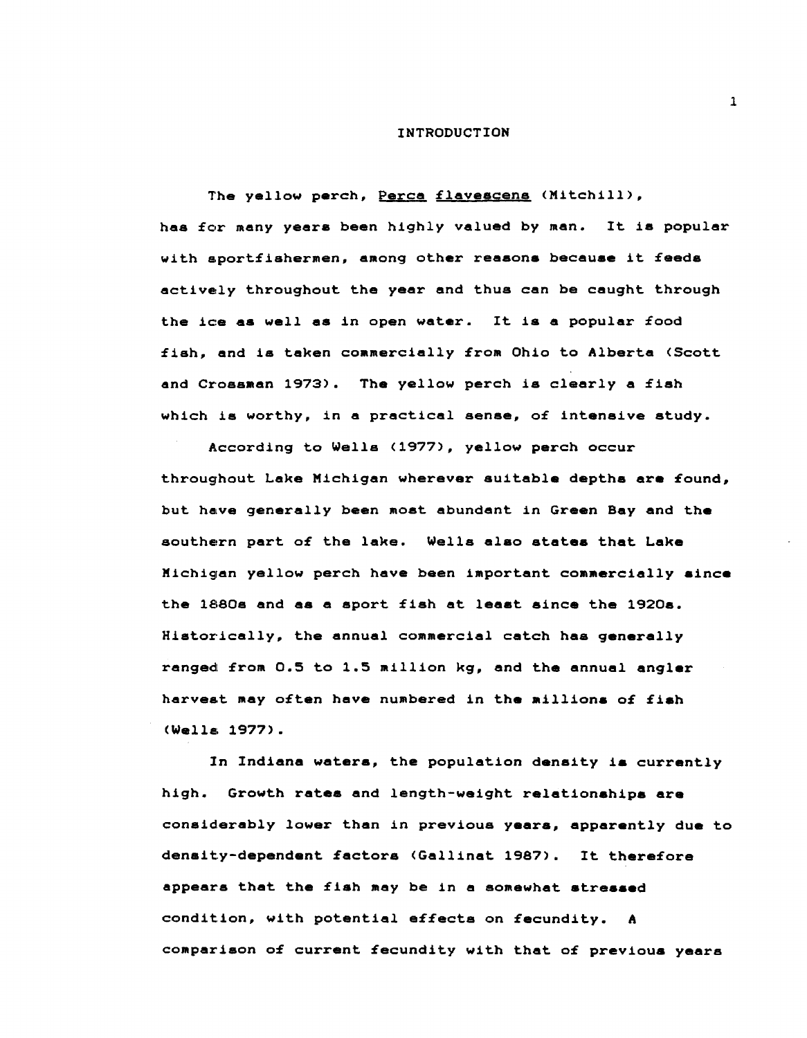# INTRODUCTION

The yellow perch, *Perca flavescens* (Mitchill), has for many years been highly valued by man. It is popular with sportfishermen, among other reasons because it feeds actively throughout the year and thus can be caught through the ice as well as in open water. It is a popular food fish, and is taken commercially from Ohio to Alberta (Scott and Crossman 1973). The yellow perch is clearly a fish which is worthy, in a practical sense, of intensive study.

According to Wells (1977), yellow perch occur throughout Lake Michigan wherever suitable depths are found, but have generally been most abundant in Green Bay and the southern part of the lake. Wells also states that Lake Michigan yellow perch have been important commercially since the 1880s and as a sport fish at least since the 1920s. Historically, the annual commercial catch has generally ranged from 0.5 to 1.5 million kg, and the annual angler harvest may often have numbered in the millions of fish (Wells 1977).

In Indiana waters, the population density is currently high. Growth rates and length-weight relationships are considerably lower than in previous years, apparently due to density-dependent factors (Gallinat 1987). It therefore appears that the fish may be in a somewhat stressed condition, with potential effects on fecundity. A comparison of current fecundity with that of previous years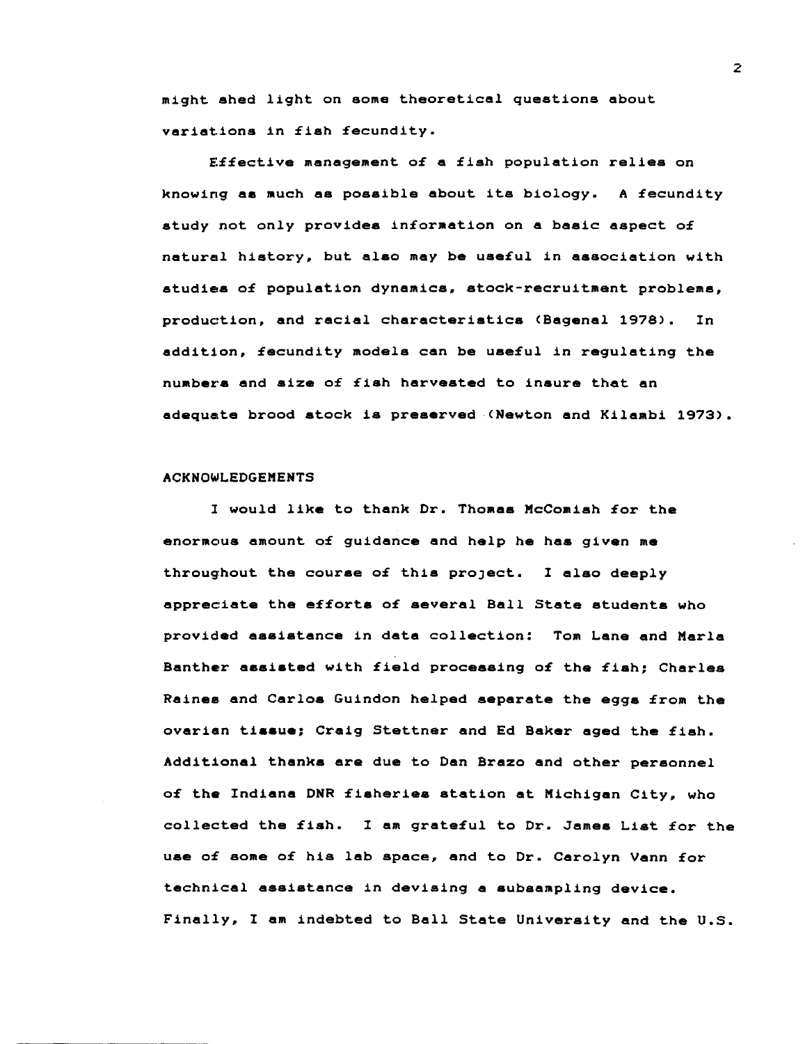might shed light on some theoretical questions about variations in fish fecundity.

Effective management of a fish population relies on knowing as much as possible about its biology. A fecundity study not only provides information on a basic aspect of natural history, but also may be useful in association with studies of population dynamics, stock-recruitment problems, production, and racial characteristics (Bagenal 1978). In addition, fecundity models can be useful in regulating the numbers and size of fish harvested to insure that an adequate brood stock is preserved (Newton and Kilambi 1973).

## ACKNOWLEDGEMENTS

I would like to thank Dr. Thomas McComish for the enormous amount of guidance and help he has given me throughout the course of this project. I also deeply appreciate the efforts of several Ball State students who provided assistance in data collection: Tom Lane and Marla Banther assisted with field processing of the fish; Charles Raines and Carlos Guindon helped separate the eggs from the ovarian tissue; Craig Stettner and Ed Baker aged the fish. Additional thanks are due to Dan Brazo and other personnel of the Indiana DNR fisheries station at Michigan City, who collected the fish. I am grateful to Dr. James List for the use of some of his lab space, and to Dr. Carolyn Vann for technical assistance in devising a subsampling device. Finally, I am indebted to Ball State University and the U.S.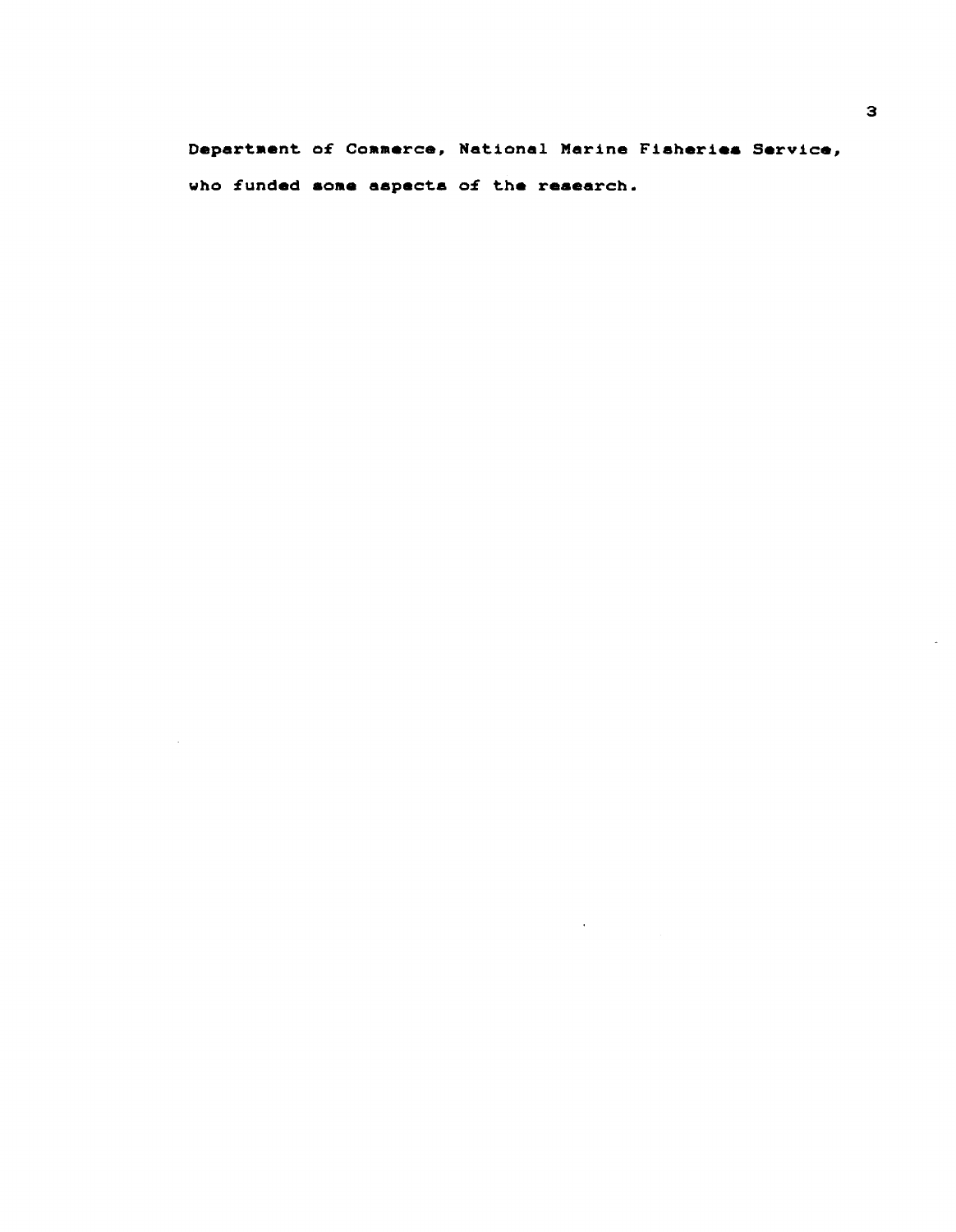Department of Commerce, National Marine Fisheries Service, who funded some aspects of the research.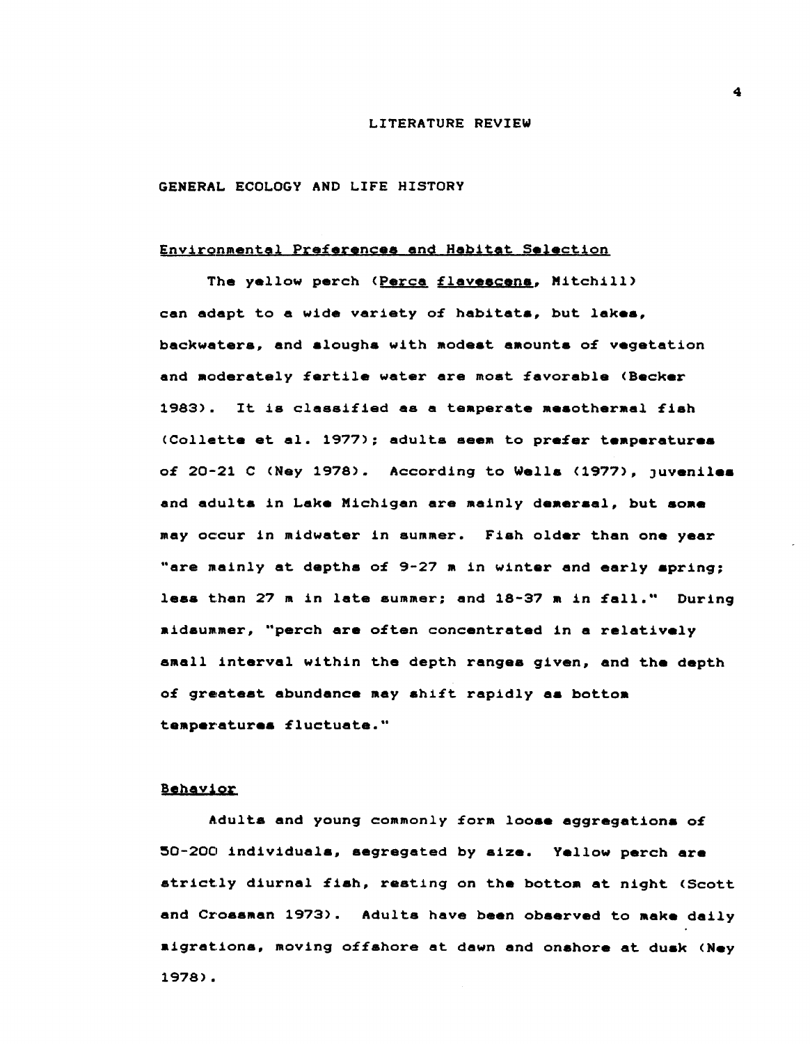# LITERATURE REVIEW

## GENERAL ECOLOGY AND LIFE HISTORY

### Environmental Preferences and Habitat Selection

The yellow perch (*Perca flavescens*, Mitchill) can adapt to a wide variety of habitats, but lakes, backwaters, and sloughs with modest amounts of vegetation and moderately fertile water are most favorable (Becker 1983). It is classified as a temperate mesothermal fish (Collette et al. 1977); adults seem to prefer temperatures of 20-21 C (Ney 1978). According to Wells (1977), juveniles and adults in Lake Michigan are mainly demersal, but some may occur in midwater in summer. Fish older than one year "are mainly at depths of 9-27 m in winter and early spring; less than 27 m in late summer; and 18-37 m in fall." During midsummer, "perch are often concentrated in a relatively small interval within the depth ranges given, and the depth of greatest abundance may shift rapidly as bottom temperatures fluctuate."

### Behavior

Adults and young commonly form loose aggregations of 50-200 individuals, segregated by size. Yellow perch are strictly diurnal fish, resting on the bottom at night (Scott and Crossman 1973). Adults have been observed to make daily migrations, moving offshore at dawn and onshore at dusk (Ney 1978).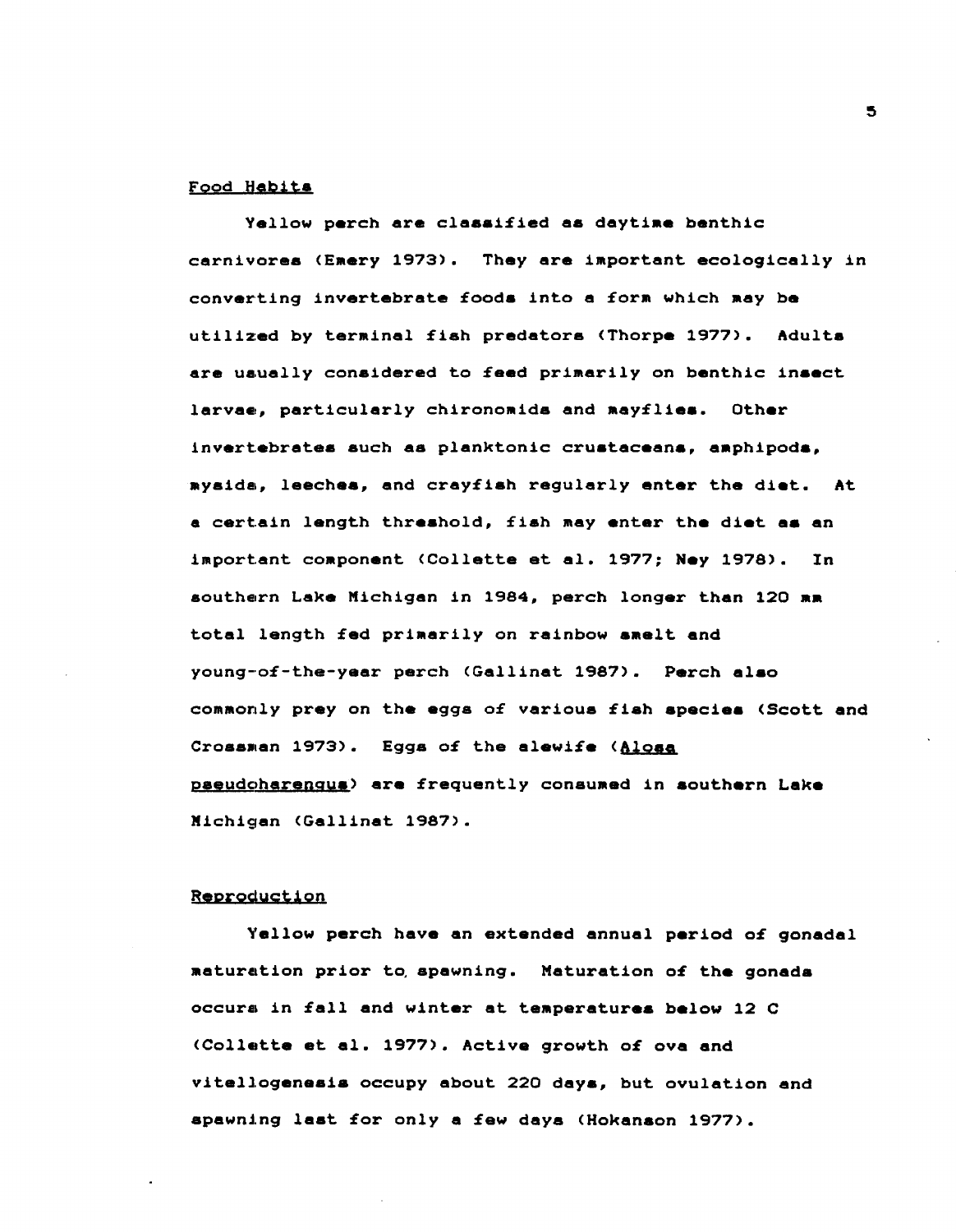## Food Habits

Yellow perch are classified as daytime benthic carnivores (Emery 1973). They are important ecologically in converting invertebrate foods into a form which may be utilized by terminal fish predators (Thorpe 1977). Adults are usually considered to feed primarily on benthic insect larvae, particularly chironomids and mayflies. Other invertebrates such as planktonic crustaceans, amphipods, mysids, leeches, and crayfish regularly enter the diet. At a certain length threshold, fish may enter the diet as an important component (Collette et al. 1977; Ney 1978). In southern Lake Michigan in 1984, perch longer than 120 mm total length fed primarily on rainbow smelt and young-of-the-year perch (Gallinat 1987). Perch also commonly prey on the eggs of various fish species (Scott and Crossman 1973). Eggs of the alewife (*Alosa pseudoharengus*) are frequently consumed in southern Lake Michigan (Gallinat 1987).

## Reproduction

Yellow perch have an extended annual period of gonadal maturation prior to spawning. Maturation of the gonads occurs in fall and winter at temperatures below 12 C (Collette et al. 1977). Active growth of ova and vitellogenesis occupy about 220 days, but ovulation and spawning last for only a few days (Hokanson 1977).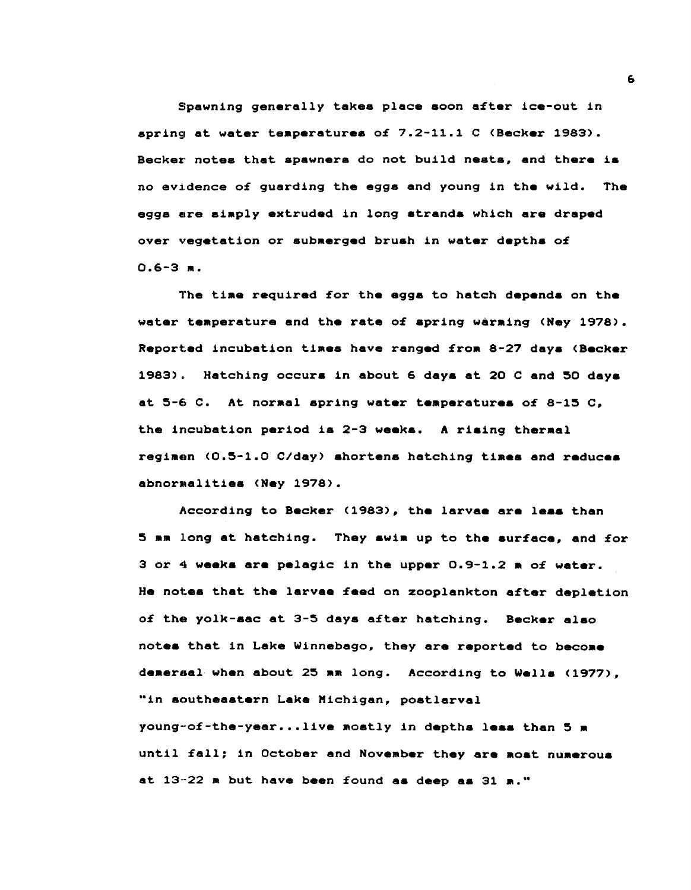Spawning generally takes place soon after ice-out in spring at water temperatures of 7.2-11.1 C (Becker 1983). Becker notes that spawners do not build nests, and there is no evidence of guarding the eggs and young in the wild. The eggs are simply extruded in long strands which are draped over vegetation or submerged brush in water depths of 0.6-3 m.

The time required for the eggs to hatch depends on the water temperature and the rate of spring warming (Ney 1978). Reported incubation times have ranged from 8-27 days (Becker 1983). Hatching occurs in about 6 days at 20 C and 50 days at 5-6 C. At normal spring water temperatures of 8-15 C, the incubation period is 2-3 weeks. A rising thermal regimen (0.5-1.0 C/day) shortens hatching times and reduces abnormalities (Ney 1978).

According to Becker (1983), the larvae are less than 5 mm long at hatching. They swim up to the surface, and for 3 or 4 weeks are pelagic in the upper 0.9-1.2 m of water. He notes that the larvae feed on zooplankton after depletion of the yolk-sac at 3-5 days after hatching. Becker also notes that in Lake Winnebago, they are reported to become demersal when about 25 mm long. According to Wells (1977), "in southeastern Lake Michigan, postlarval young-of-the-year...live mostly in depths less than 5 m until fall; in October and November they are most numerous at 13-22 m but have been found as deep as 31 m."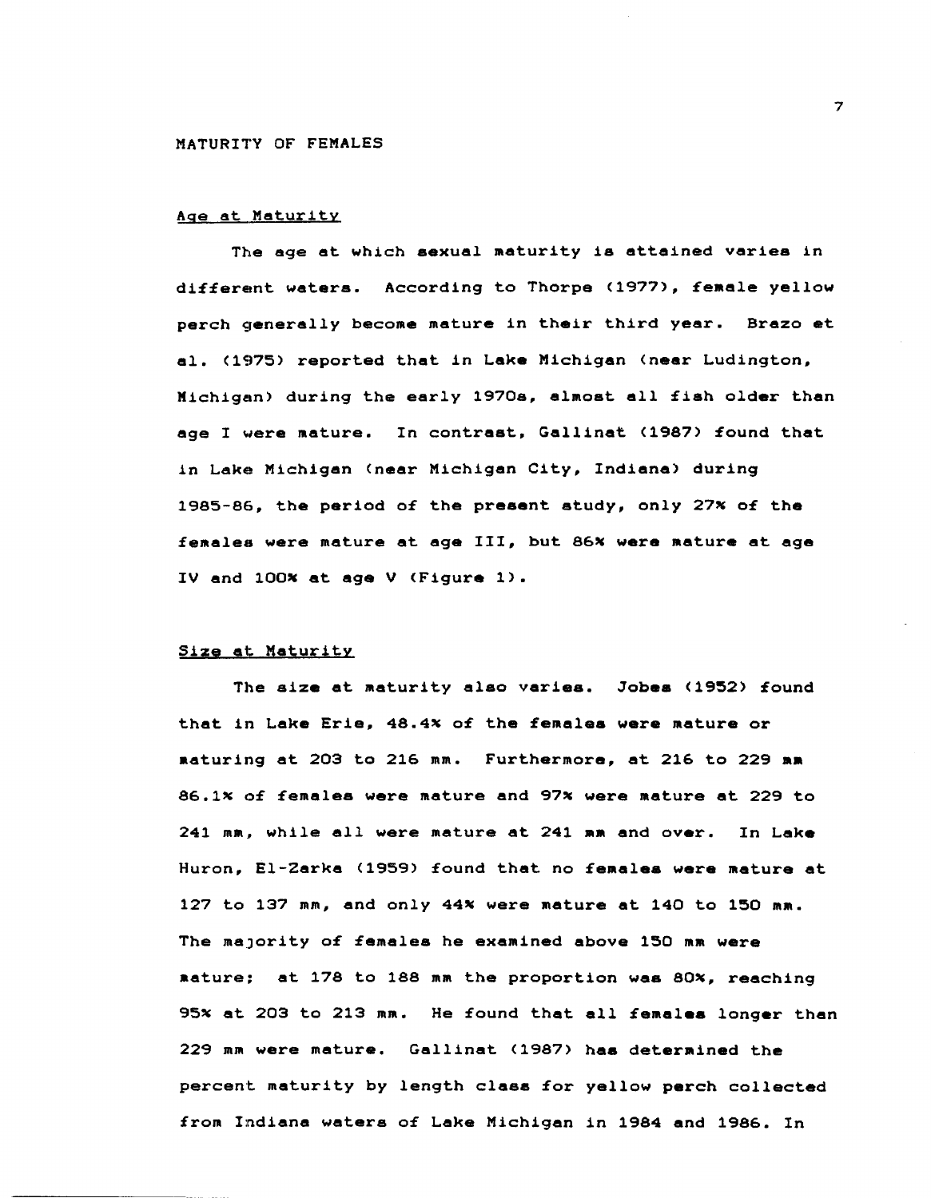## MATURITY OF FEMALES

### Age at Maturity

The age at which sexual maturity is attained varies in different waters. According to Thorpe (1977), female yellow perch generally become mature in their third year. Brazo et al. (1975) reported that in Lake Michigan (near Ludington, Michigan) during the early 1970s, almost all fish older than age I were mature. In contrast, Gallinat (1987) found that in Lake Michigan (near Michigan City, Indiana) during 1985-86, the period of the present study, only 27% of the females were mature at age III, but 86% were mature at age IV and 100% at age V (Figure 1).

### Size at Maturity

The size at maturity also varies. Jobes (1952) found that in Lake Erie, 48.4% of the females were mature or maturing at 203 to 216 mm. Furthermore, at 216 to 229 mm 86.1% of females were mature and 97% were mature at 229 to 241 mm, while all were mature at 241 mm and over. In Lake Huron, El-Zarka (1959) found that no females were mature at 127 to 137 mm, and only 44% were mature at 140 to 150 mm. The majority of females he examined above 150 mm were mature; at 178 to 188 mm the proportion was 80%, reaching 95% at 203 to 213 mm. He found that all females longer than 229 mm were mature. Gallinat (1987) has determined the percent maturity by length class for yellow perch collected from Indiana waters of Lake Michigan in 1984 and 1986. In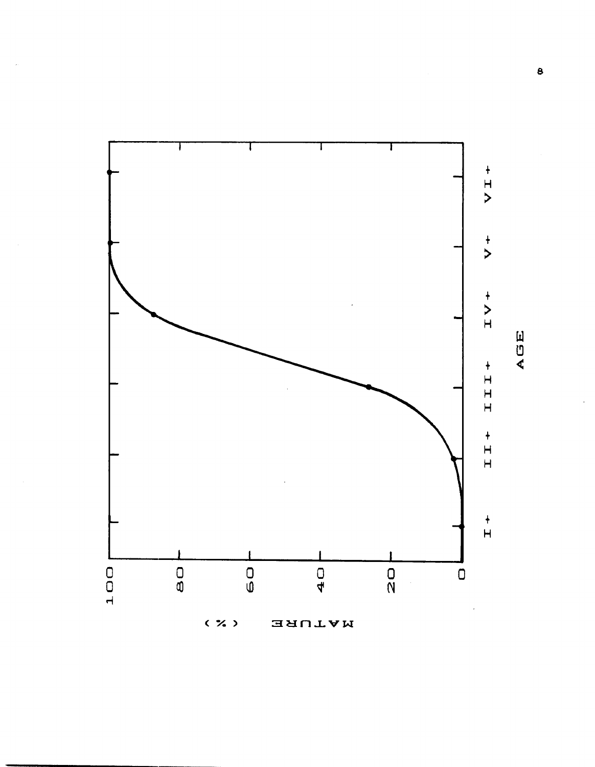MATURE (%)

100

80

60

40

20

0

I+ II+ III+ IV+ V+ VI+

AGE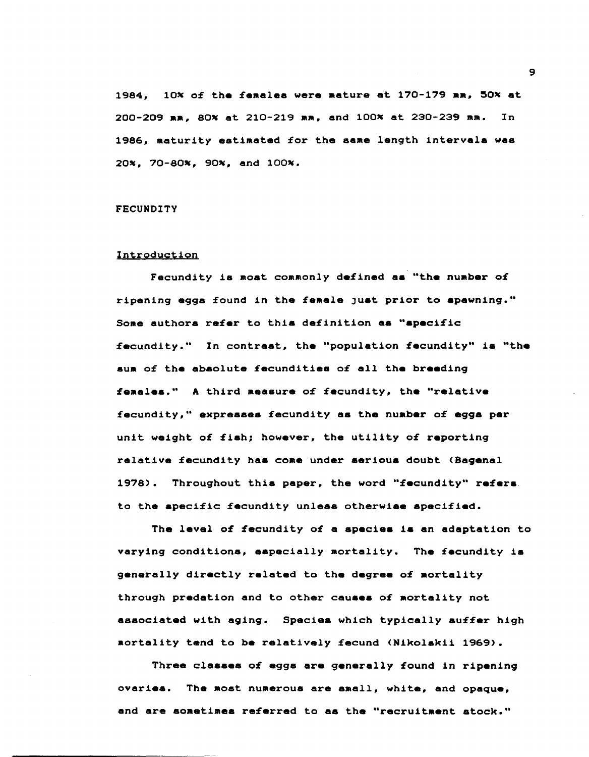1984, 10% of the females were mature at 170-179 mm, 50% at 200-209 mm, 80% at 210-219 mm, and 100% at 230-239 mm. In 1986, maturity estimated for the same length intervals was 20%, 70-80%, 90%, and 100%.

## FECUNDITY

### Introduction

Fecundity is most commonly defined as "the number of ripening eggs found in the female just prior to spawning." Some authors refer to this definition as "specific fecundity." In contrast, the "population fecundity" is "the sum of the absolute fecundities of all the breeding females." A third measure of fecundity, the "relative fecundity," expresses fecundity as the number of eggs per unit weight of fish; however, the utility of reporting relative fecundity has come under serious doubt (Bagenal 1978). Throughout this paper, the word "fecundity" refers to the specific fecundity unless otherwise specified.

The level of fecundity of a species is an adaptation to varying conditions, especially mortality. The fecundity is generally directly related to the degree of mortality through predation and to other causes of mortality not associated with aging. Species which typically suffer high mortality tend to be relatively fecund (Nikolskii 1969).

Three classes of eggs are generally found in ripening ovaries. The most numerous are small, white, and opaque, and are sometimes referred to as the "recruitment stock."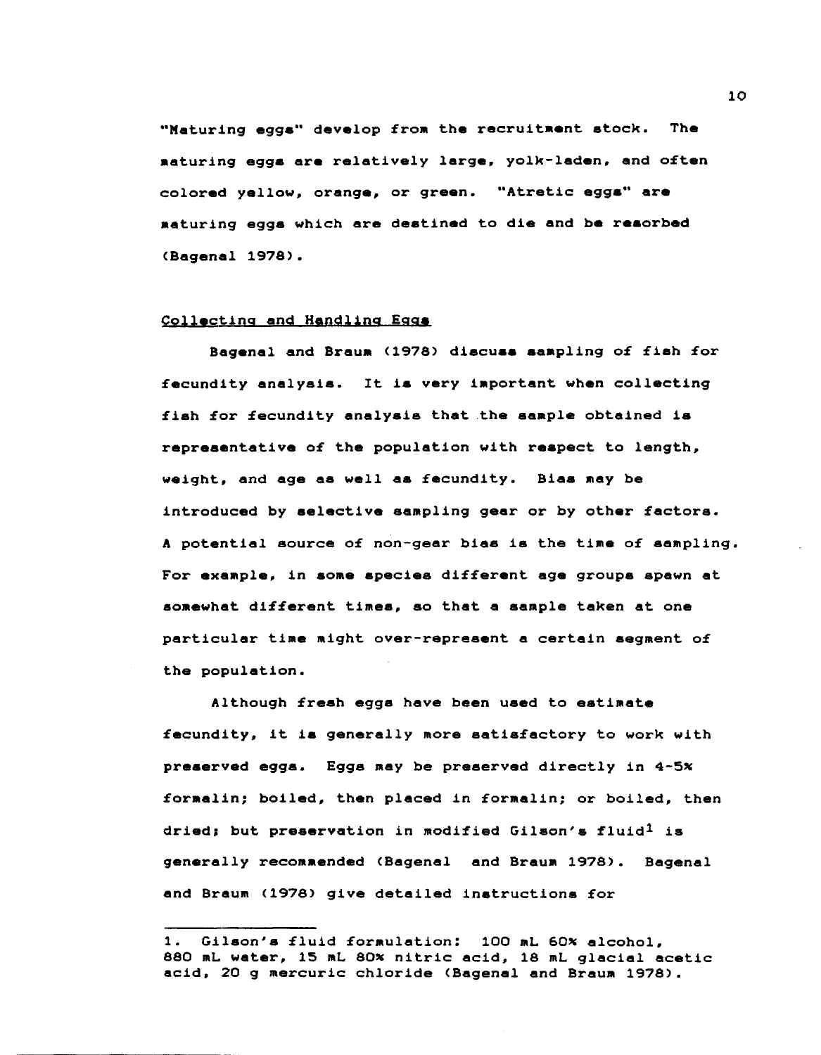"Maturing eggs" develop from the recruitment stock. The maturing eggs are relatively large, yolk-laden, and often colored yellow, orange, or green. "Atretic eggs" are maturing eggs which are destined to die and be resorbed (Bagenal 1978).

## Collecting and Handling Eggs

Bagenal and Braum (1978) discuss sampling of fish for fecundity analysis. It is very important when collecting fish for fecundity analysis that the sample obtained is representative of the population with respect to length, weight, and age as well as fecundity. Bias may be introduced by selective sampling gear or by other factors. A potential source of non-gear bias is the time of sampling. For example, in some species different age groups spawn at somewhat different times, so that a sample taken at one particular time might over-represent a certain segment of the population.

Although fresh eggs have been used to estimate fecundity, it is generally more satisfactory to work with preserved eggs. Eggs may be preserved directly in 4-5% formalin; boiled, then placed in formalin; or boiled, then dried; but preservation in modified Gilson's fluid[1] is generally recommended (Bagenal and Braum 1978). Bagenal and Braum (1978) give detailed instructions for

---

1. Gilson's fluid formulation: 100 mL 60% alcohol, 880 mL water, 15 mL 80% nitric acid, 18 mL glacial acetic acid, 20 g mercuric chloride (Bagenal and Braum 1978).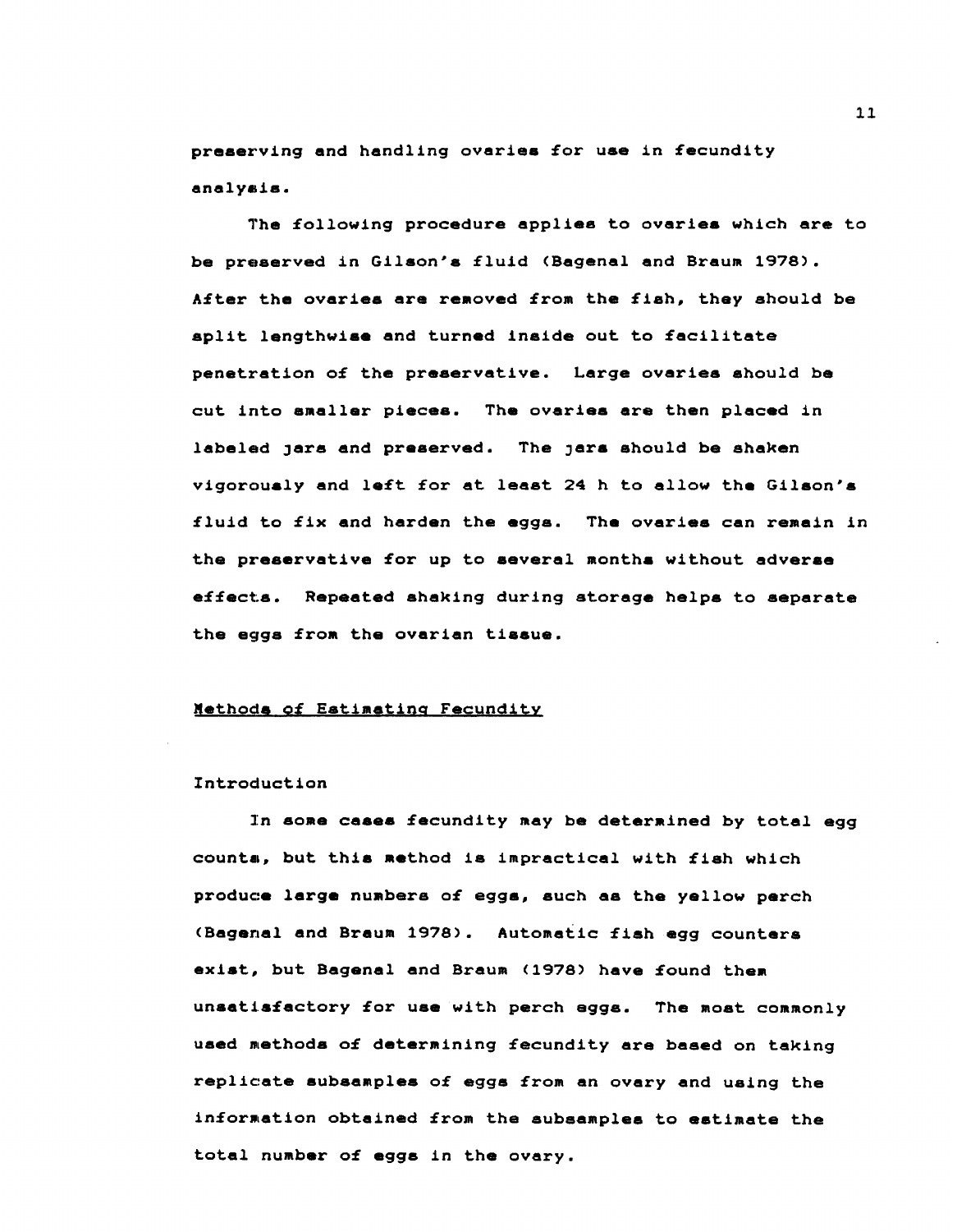preserving and handling ovaries for use in fecundity analysis.

The following procedure applies to ovaries which are to be preserved in Gilson's fluid (Bagenal and Braum 1978). After the ovaries are removed from the fish, they should be split lengthwise and turned inside out to facilitate penetration of the preservative. Large ovaries should be cut into smaller pieces. The ovaries are then placed in labeled jars and preserved. The jars should be shaken vigorously and left for at least 24 h to allow the Gilson's fluid to fix and harden the eggs. The ovaries can remain in the preservative for up to several months without adverse effects. Repeated shaking during storage helps to separate the eggs from the ovarian tissue.

## Methods of Estimating Fecundity

### Introduction

In some cases fecundity may be determined by total egg counts, but this method is impractical with fish which produce large numbers of eggs, such as the yellow perch (Bagenal and Braum 1978). Automatic fish egg counters exist, but Bagenal and Braum (1978) have found them unsatisfactory for use with perch eggs. The most commonly used methods of determining fecundity are based on taking replicate subsamples of eggs from an ovary and using the information obtained from the subsamples to estimate the total number of eggs in the ovary.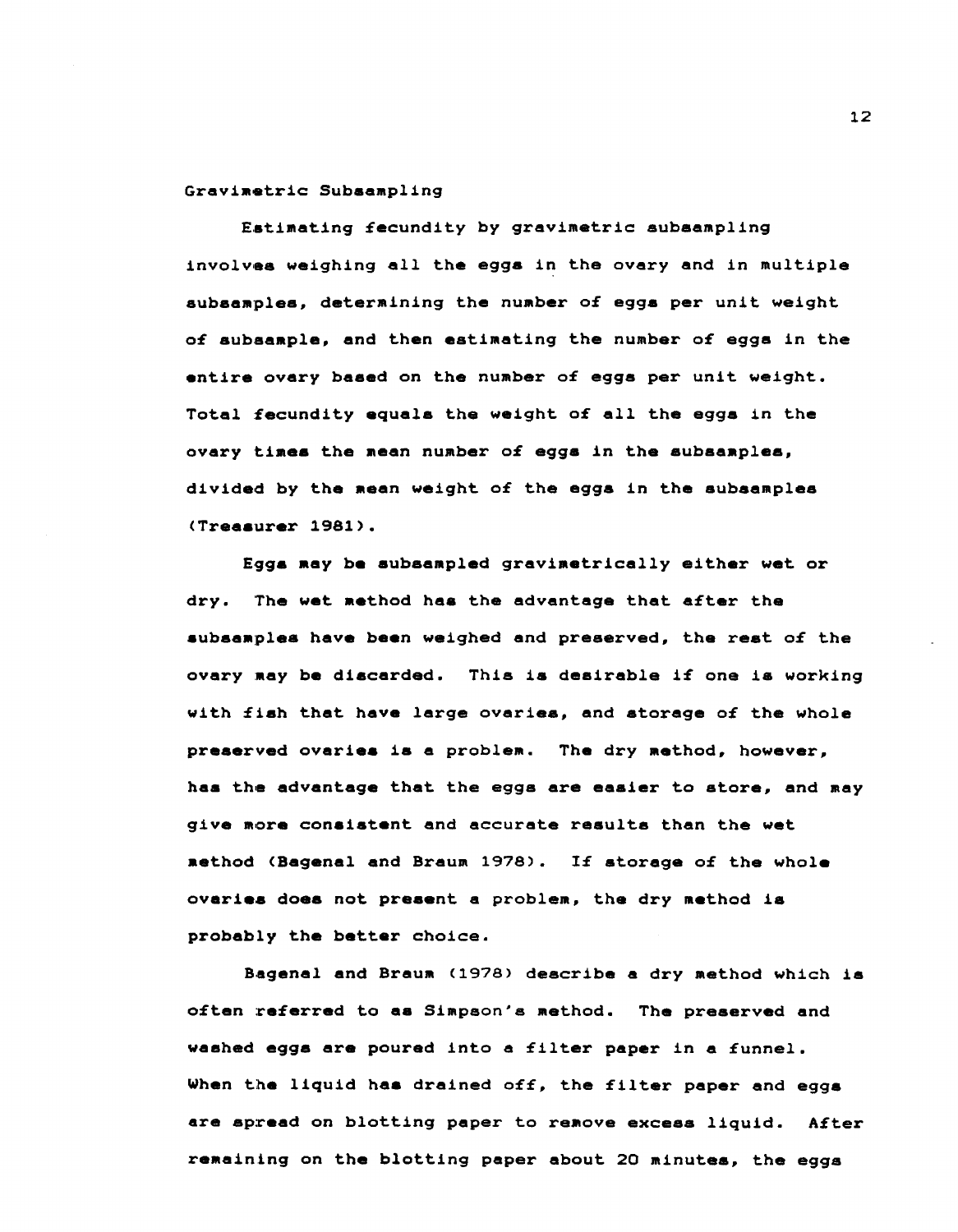## Gravimetric Subsampling

Estimating fecundity by gravimetric subsampling involves weighing all the eggs in the ovary and in multiple subsamples, determining the number of eggs per unit weight of subsample, and then estimating the number of eggs in the entire ovary based on the number of eggs per unit weight. Total fecundity equals the weight of all the eggs in the ovary times the mean number of eggs in the subsamples, divided by the mean weight of the eggs in the subsamples (Treasurer 1981).

Eggs may be subsampled gravimetrically either wet or dry. The wet method has the advantage that after the subsamples have been weighed and preserved, the rest of the ovary may be discarded. This is desirable if one is working with fish that have large ovaries, and storage of the whole preserved ovaries is a problem. The dry method, however, has the advantage that the eggs are easier to store, and may give more consistent and accurate results than the wet method (Bagenal and Braum 1978). If storage of the whole ovaries does not present a problem, the dry method is probably the better choice.

Bagenal and Braum (1978) describe a dry method which is often referred to as Simpson's method. The preserved and washed eggs are poured into a filter paper in a funnel. When the liquid has drained off, the filter paper and eggs are spread on blotting paper to remove excess liquid. After remaining on the blotting paper about 20 minutes, the eggs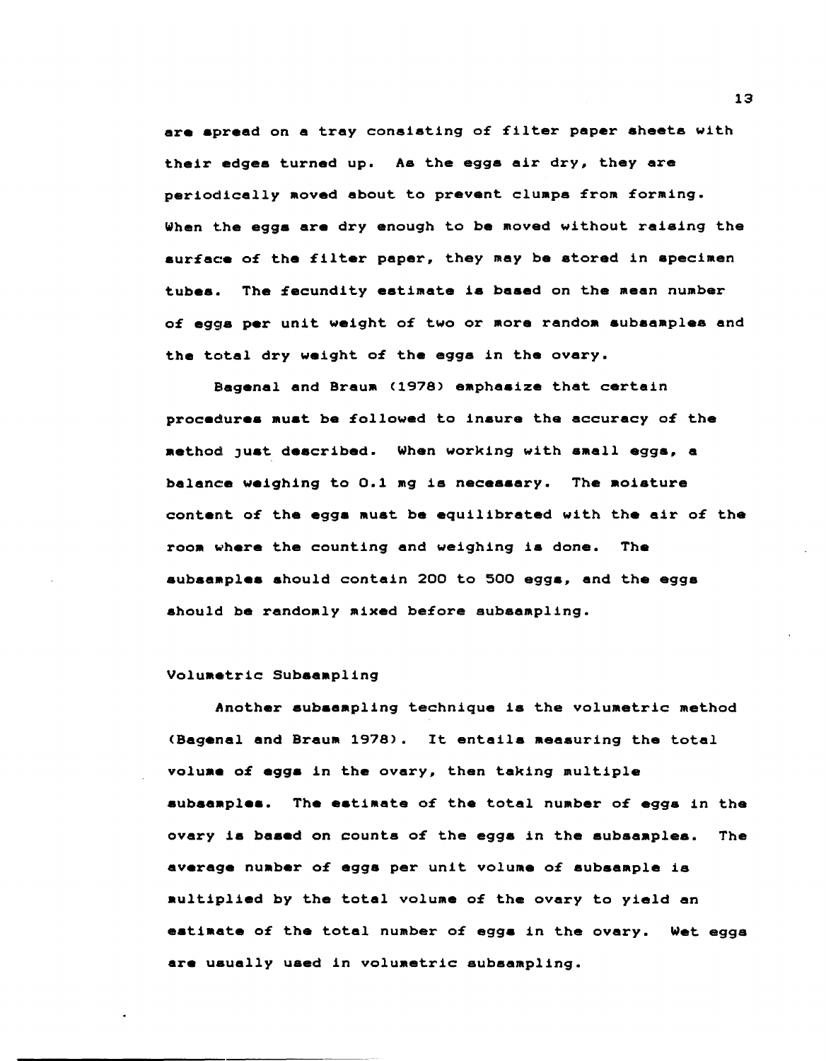are spread on a tray consisting of filter paper sheets with their edges turned up. As the eggs air dry, they are periodically moved about to prevent clumps from forming. When the eggs are dry enough to be moved without raising the surface of the filter paper, they may be stored in specimen tubes. The fecundity estimate is based on the mean number of eggs per unit weight of two or more random subsamples and the total dry weight of the eggs in the ovary.

Bagenal and Braum (1978) emphasize that certain procedures must be followed to insure the accuracy of the method just described. When working with small eggs, a balance weighing to 0.1 mg is necessary. The moisture content of the eggs must be equilibrated with the air of the room where the counting and weighing is done. The subsamples should contain 200 to 500 eggs, and the eggs should be randomly mixed before subsampling.

### Volumetric Subsampling

Another subsampling technique is the volumetric method (Bagenal and Braum 1978). It entails measuring the total volume of eggs in the ovary, then taking multiple subsamples. The estimate of the total number of eggs in the ovary is based on counts of the eggs in the subsamples. The average number of eggs per unit volume of subsample is multiplied by the total volume of the ovary to yield an estimate of the total number of eggs in the ovary. Wet eggs are usually used in volumetric subsampling.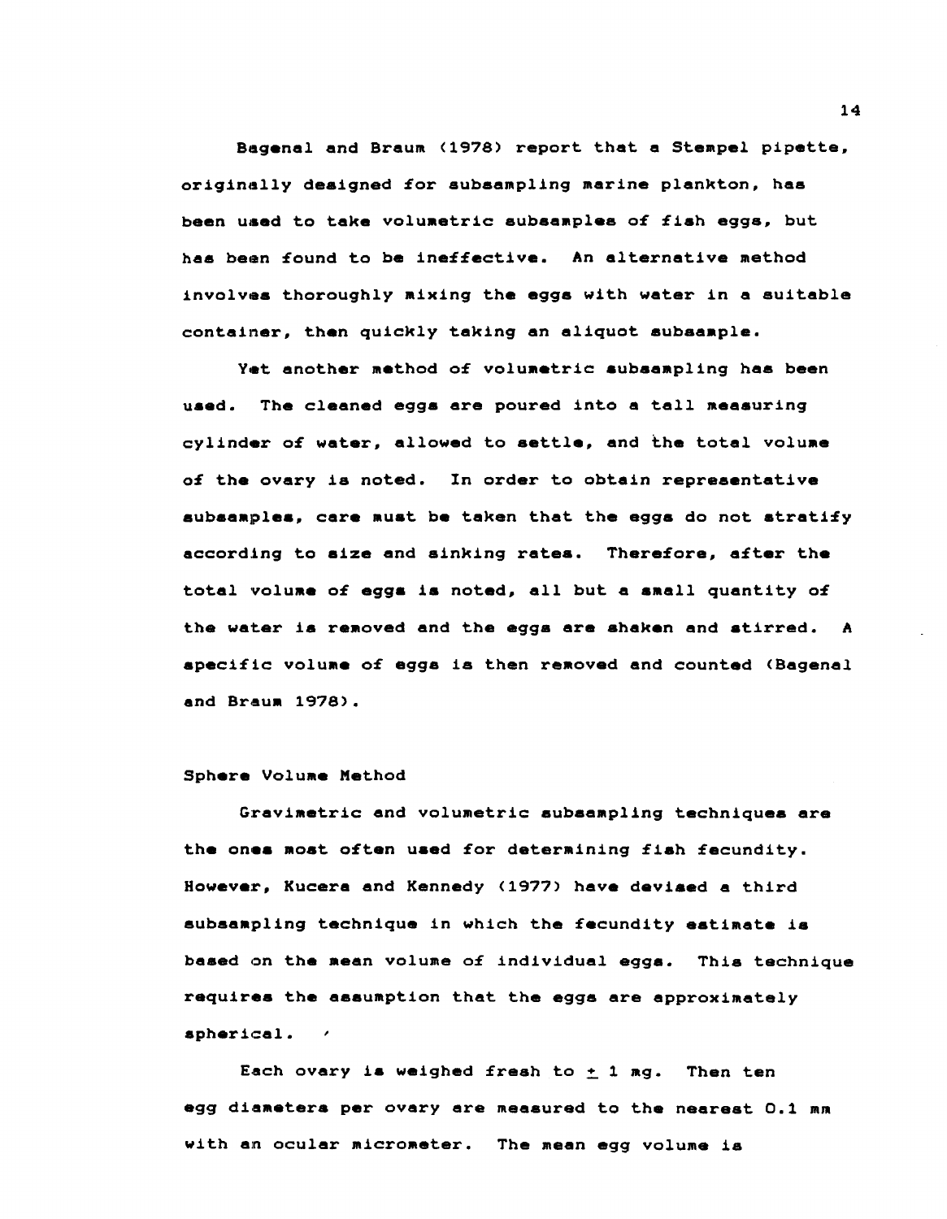Bagenal and Braum (1978) report that a Stempel pipette, originally designed for subsampling marine plankton, has been used to take volumetric subsamples of fish eggs, but has been found to be ineffective. An alternative method involves thoroughly mixing the eggs with water in a suitable container, then quickly taking an aliquot subsample.

Yet another method of volumetric subsampling has been used. The cleaned eggs are poured into a tall measuring cylinder of water, allowed to settle, and the total volume of the ovary is noted. In order to obtain representative subsamples, care must be taken that the eggs do not stratify according to size and sinking rates. Therefore, after the total volume of eggs is noted, all but a small quantity of the water is removed and the eggs are shaken and stirred. A specific volume of eggs is then removed and counted (Bagenal and Braum 1978).

## Sphere Volume Method

Gravimetric and volumetric subsampling techniques are the ones most often used for determining fish fecundity. However, Kucera and Kennedy (1977) have devised a third subsampling technique in which the fecundity estimate is based on the mean volume of individual eggs. This technique requires the assumption that the eggs are approximately spherical.

Each ovary is weighed fresh to $\pm$ 1 mg. Then ten egg diameters per ovary are measured to the nearest 0.1 mm with an ocular micrometer. The mean egg volume is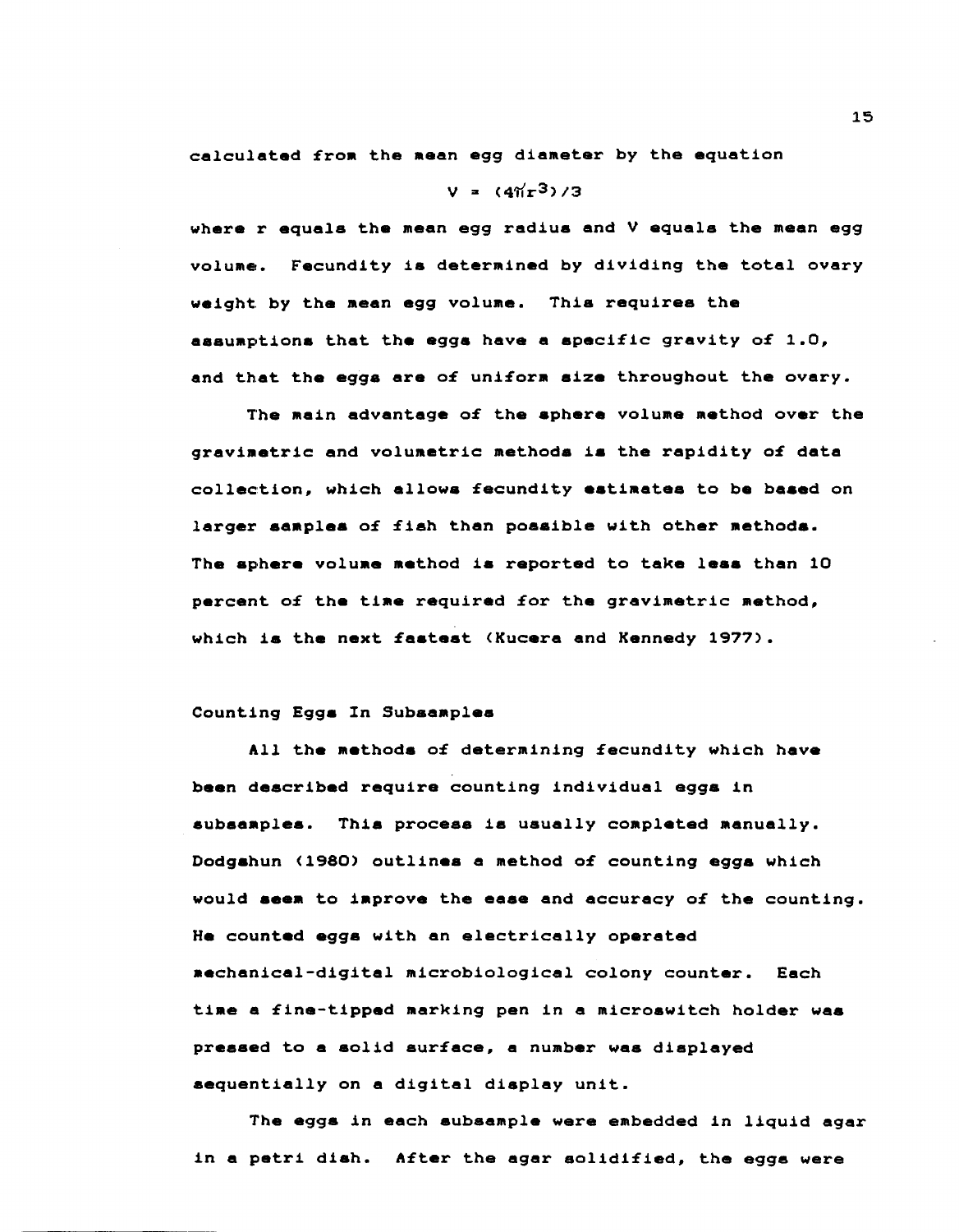calculated from the mean egg diameter by the equation

$$V = (4\pi r^3)/3$$

where r equals the mean egg radius and V equals the mean egg volume. Fecundity is determined by dividing the total ovary weight by the mean egg volume. This requires the assumptions that the eggs have a specific gravity of 1.0, and that the eggs are of uniform size throughout the ovary.

The main advantage of the sphere volume method over the gravimetric and volumetric methods is the rapidity of data collection, which allows fecundity estimates to be based on larger samples of fish than possible with other methods. The sphere volume method is reported to take less than 10 percent of the time required for the gravimetric method, which is the next fastest (Kucera and Kennedy 1977).

## Counting Eggs In Subsamples

All the methods of determining fecundity which have been described require counting individual eggs in subsamples. This process is usually completed manually. Dodgshun (1980) outlines a method of counting eggs which would seem to improve the ease and accuracy of the counting. He counted eggs with an electrically operated mechanical-digital microbiological colony counter. Each time a fine-tipped marking pen in a microswitch holder was pressed to a solid surface, a number was displayed sequentially on a digital display unit.

The eggs in each subsample were embedded in liquid agar in a petri dish. After the agar solidified, the eggs were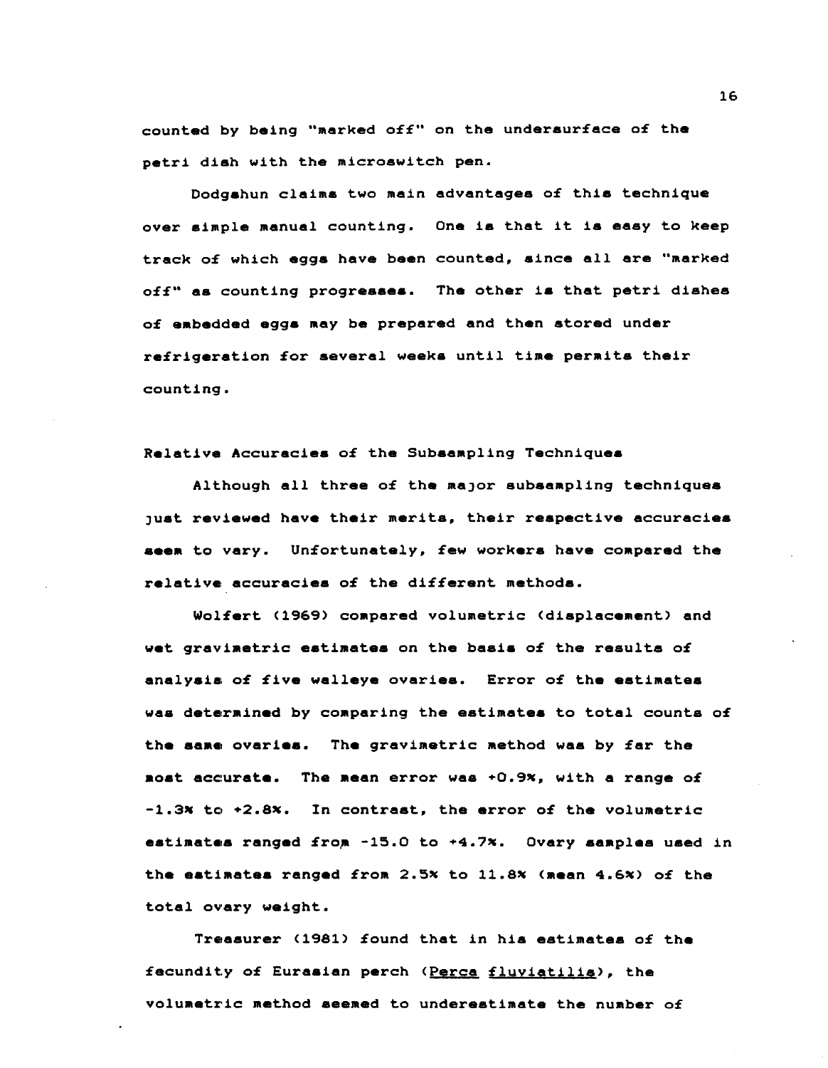counted by being "marked off" on the undersurface of the petri dish with the microswitch pen.

Dodgshun claims two main advantages of this technique over simple manual counting. One is that it is easy to keep track of which eggs have been counted, since all are "marked off" as counting progresses. The other is that petri dishes of embedded eggs may be prepared and then stored under refrigeration for several weeks until time permits their counting.

## Relative Accuracies of the Subsampling Techniques

Although all three of the major subsampling techniques just reviewed have their merits, their respective accuracies seem to vary. Unfortunately, few workers have compared the relative accuracies of the different methods.

Wolfert (1969) compared volumetric (displacement) and wet gravimetric estimates on the basis of the results of analysis of five walleye ovaries. Error of the estimates was determined by comparing the estimates to total counts of the same ovaries. The gravimetric method was by far the most accurate. The mean error was +0.9%, with a range of -1.3% to +2.8%. In contrast, the error of the volumetric estimates ranged from -15.0 to +4.7%. Ovary samples used in the estimates ranged from 2.5% to 11.8% (mean 4.6%) of the total ovary weight.

Treasurer (1981) found that in his estimates of the fecundity of Eurasian perch (*Perca fluviatilis*), the volumetric method seemed to underestimate the number of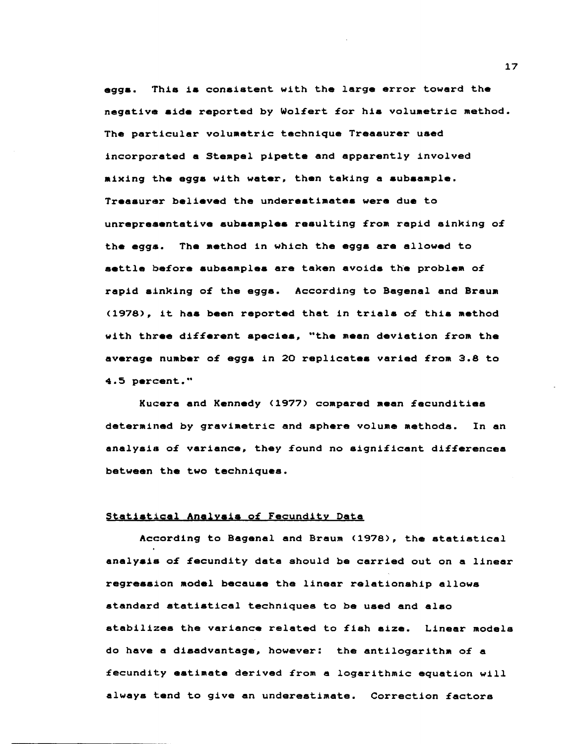eggs. This is consistent with the large error toward the negative side reported by Wolfert for his volumetric method. The particular volumetric technique Treasurer used incorporated a Stempel pipette and apparently involved mixing the eggs with water, then taking a subsample. Treasurer believed the underestimates were due to unrepresentative subsamples resulting from rapid sinking of the eggs. The method in which the eggs are allowed to settle before subsamples are taken avoids the problem of rapid sinking of the eggs. According to Bagenal and Braum (1978), it has been reported that in trials of this method with three different species, "the mean deviation from the average number of eggs in 20 replicates varied from 3.8 to 4.5 percent."

Kucera and Kennedy (1977) compared mean fecundities determined by gravimetric and sphere volume methods. In an analysis of variance, they found no significant differences between the two techniques.

## Statistical Analysis of Fecundity Data

According to Bagenal and Braum (1978), the statistical analysis of fecundity data should be carried out on a linear regression model because the linear relationship allows standard statistical techniques to be used and also stabilizes the variance related to fish size. Linear models do have a disadvantage, however: the antilogarithm of a fecundity estimate derived from a logarithmic equation will always tend to give an underestimate. Correction factors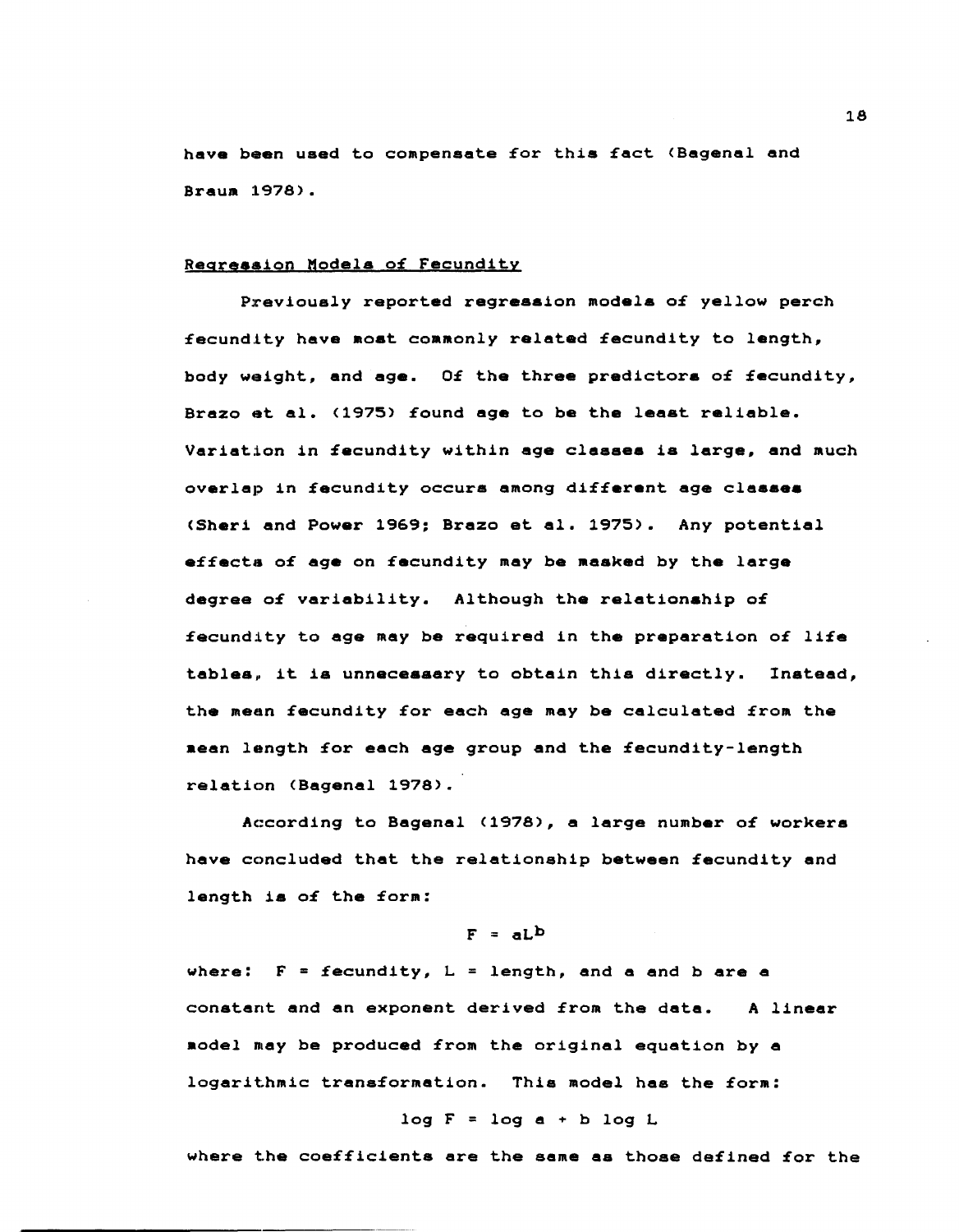have been used to compensate for this fact (Bagenal and Braum 1978).

### Regression Models of Fecundity

Previously reported regression models of yellow perch fecundity have most commonly related fecundity to length, body weight, and age. Of the three predictors of fecundity, Brazo et al. (1975) found age to be the least reliable. Variation in fecundity within age classes is large, and much overlap in fecundity occurs among different age classes (Sheri and Power 1969; Brazo et al. 1975). Any potential effects of age on fecundity may be masked by the large degree of variability. Although the relationship of fecundity to age may be required in the preparation of life tables, it is unnecessary to obtain this directly. Instead, the mean fecundity for each age may be calculated from the mean length for each age group and the fecundity-length relation (Bagenal 1978).

According to Bagenal (1978), a large number of workers have concluded that the relationship between fecundity and length is of the form:

$$F = aL^b$$

where: F = fecundity, L = length, and a and b are a constant and an exponent derived from the data. A linear model may be produced from the original equation by a logarithmic transformation. This model has the form:

$$\log F = \log a + b \log L$$

where the coefficients are the same as those defined for the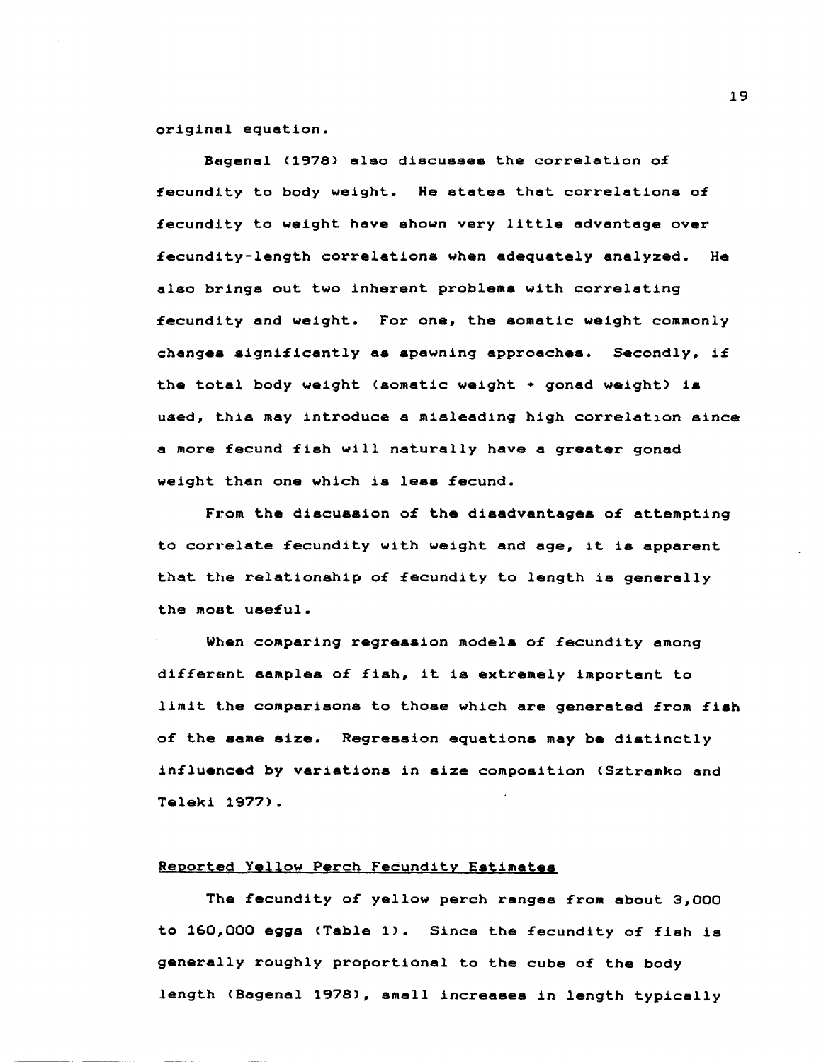original equation.

Bagenal (1978) also discusses the correlation of fecundity to body weight. He states that correlations of fecundity to weight have shown very little advantage over fecundity-length correlations when adequately analyzed. He also brings out two inherent problems with correlating fecundity and weight. For one, the somatic weight commonly changes significantly as spawning approaches. Secondly, if the total body weight (somatic weight + gonad weight) is used, this may introduce a misleading high correlation since a more fecund fish will naturally have a greater gonad weight than one which is less fecund.

From the discussion of the disadvantages of attempting to correlate fecundity with weight and age, it is apparent that the relationship of fecundity to length is generally the most useful.

When comparing regression models of fecundity among different samples of fish, it is extremely important to limit the comparisons to those which are generated from fish of the same size. Regression equations may be distinctly influenced by variations in size composition (Sztramko and Teleki 1977).

## Reported Yellow Perch Fecundity Estimates

The fecundity of yellow perch ranges from about 3,000 to 160,000 eggs (Table 1). Since the fecundity of fish is generally roughly proportional to the cube of the body length (Bagenal 1978), small increases in length typically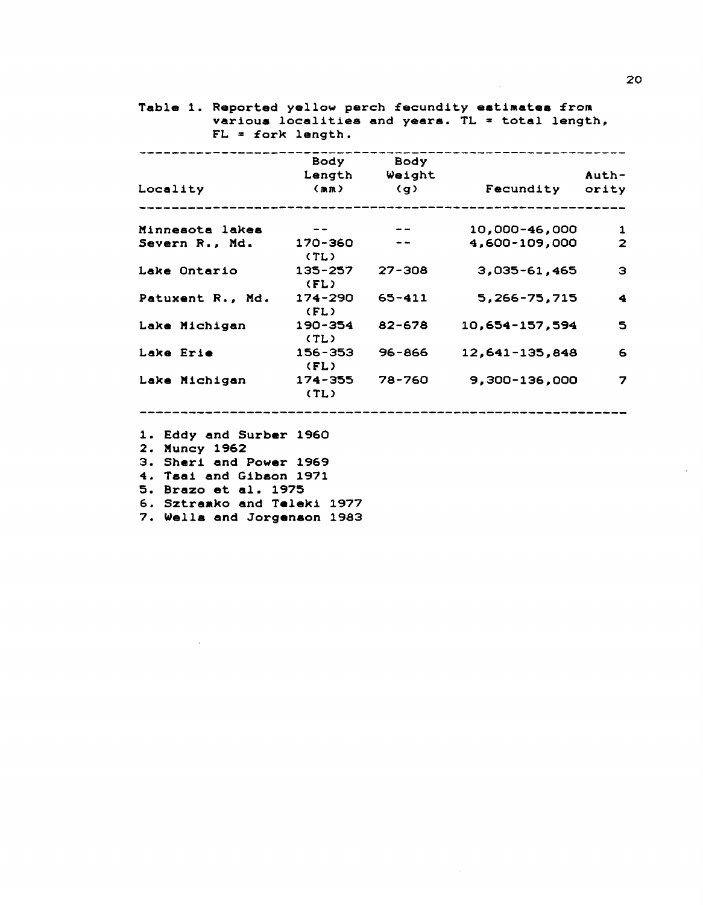Table 1. Reported yellow perch fecundity estimates from various localities and years. TL = total length, FL = fork length.

| Locality | Body Length (mm) | Body Weight (g) | Fecundity | Authority |
|---|---|---|---|---|
| Minnesota lakes | -- | -- | 10,000-46,000 | 1 |
| Severn R., Md. | 170-360 (TL) | -- | 4,600-109,000 | 2 |
| Lake Ontario | 135-257 (FL) | 27-308 | 3,035-61,465 | 3 |
| Patuxent R., Md. | 174-290 (FL) | 65-411 | 5,266-75,715 | 4 |
| Lake Michigan | 190-354 (TL) | 82-678 | 10,654-157,594 | 5 |
| Lake Erie | 156-353 (FL) | 96-866 | 12,641-135,848 | 6 |
| Lake Michigan | 174-355 (TL) | 78-760 | 9,300-136,000 | 7 |

1. Eddy and Surber 1960
2. Muncy 1962
3. Sheri and Power 1969
4. Tsai and Gibson 1971
5. Brazo et al. 1975
6. Sztramko and Teleki 1977
7. Wells and Jorgenson 1983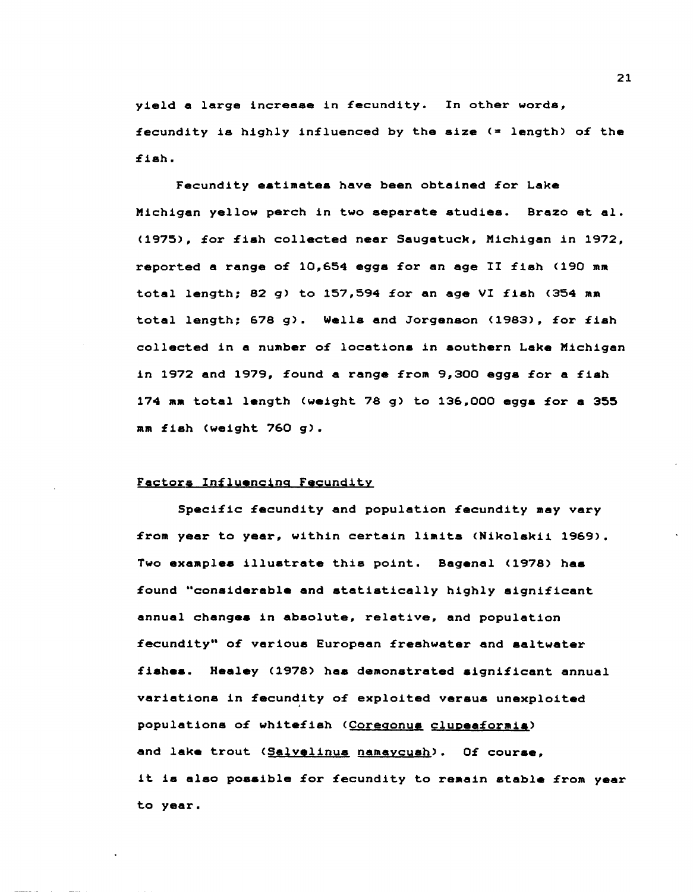yield a large increase in fecundity. In other words, fecundity is highly influenced by the size (= length) of the fish.

Fecundity estimates have been obtained for Lake Michigan yellow perch in two separate studies. Brazo et al. (1975), for fish collected near Saugatuck, Michigan in 1972, reported a range of 10,654 eggs for an age II fish (190 mm total length; 82 g) to 157,594 for an age VI fish (354 mm total length; 678 g). Wells and Jorgenson (1983), for fish collected in a number of locations in southern Lake Michigan in 1972 and 1979, found a range from 9,300 eggs for a fish 174 mm total length (weight 78 g) to 136,000 eggs for a 355 mm fish (weight 760 g).

## Factors Influencing Fecundity

Specific fecundity and population fecundity may vary from year to year, within certain limits (Nikolskii 1969). Two examples illustrate this point. Bagenal (1978) has found "considerable and statistically highly significant annual changes in absolute, relative, and population fecundity" of various European freshwater and saltwater fishes. Healey (1978) has demonstrated significant annual variations in fecundity of exploited versus unexploited populations of whitefish (*Coregonus clupeaformis*) and lake trout (*Salvelinus namaycush*). Of course, it is also possible for fecundity to remain stable from year to year.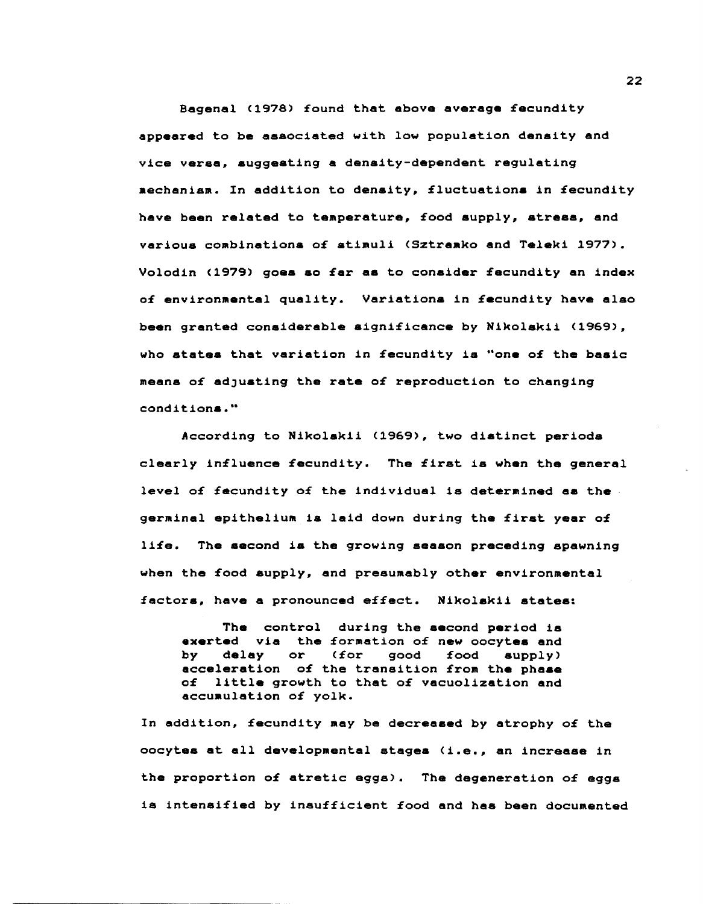Bagenal (1978) found that above average fecundity appeared to be associated with low population density and vice versa, suggesting a density-dependent regulating mechanism. In addition to density, fluctuations in fecundity have been related to temperature, food supply, stress, and various combinations of stimuli (Sztramko and Teleki 1977). Volodin (1979) goes so far as to consider fecundity an index of environmental quality. Variations in fecundity have also been granted considerable significance by Nikolskii (1969), who states that variation in fecundity is "one of the basic means of adjusting the rate of reproduction to changing conditions."

According to Nikolskii (1969), two distinct periods clearly influence fecundity. The first is when the general level of fecundity of the individual is determined as the germinal epithelium is laid down during the first year of life. The second is the growing season preceding spawning when the food supply, and presumably other environmental factors, have a pronounced effect. Nikolskii states:

> The control during the second period is exerted via the formation of new oocytes and by delay or (for good food supply) acceleration of the transition from the phase of little growth to that of vacuolization and accumulation of yolk.

In addition, fecundity may be decreased by atrophy of the oocytes at all developmental stages (i.e., an increase in the proportion of atretic eggs). The degeneration of eggs is intensified by insufficient food and has been documented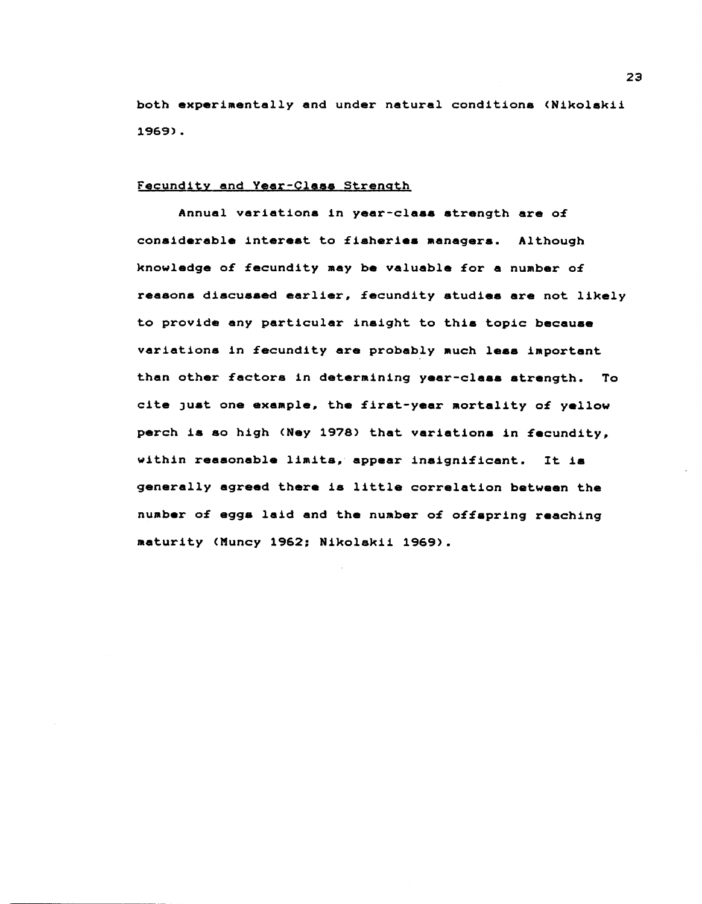both experimentally and under natural conditions (Nikolskii 1969).

## Fecundity and Year-Class Strength

Annual variations in year-class strength are of considerable interest to fisheries managers. Although knowledge of fecundity may be valuable for a number of reasons discussed earlier, fecundity studies are not likely to provide any particular insight to this topic because variations in fecundity are probably much less important than other factors in determining year-class strength. To cite just one example, the first-year mortality of yellow perch is so high (Ney 1978) that variations in fecundity, within reasonable limits, appear insignificant. It is generally agreed there is little correlation between the number of eggs laid and the number of offspring reaching maturity (Muncy 1962; Nikolskii 1969).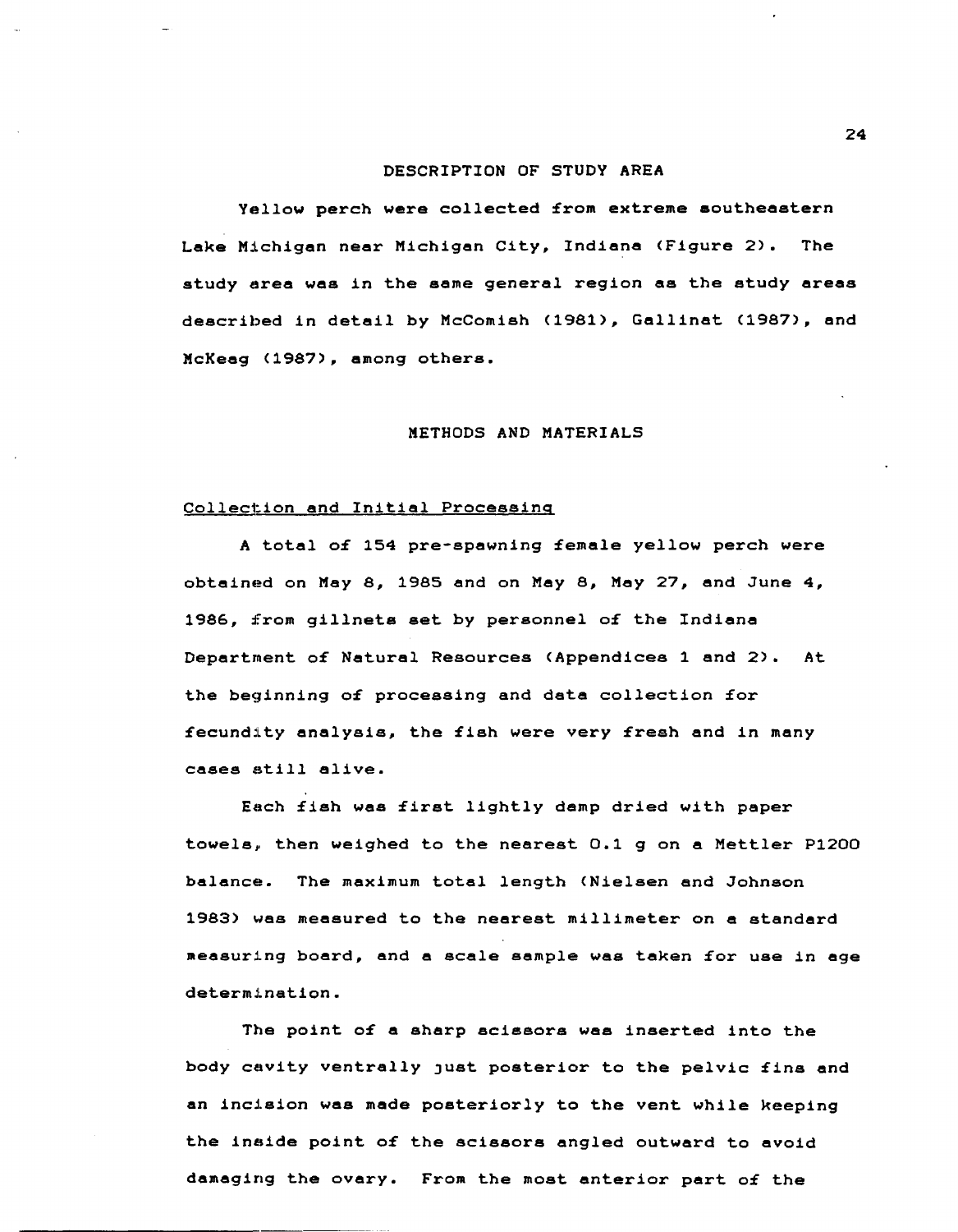# DESCRIPTION OF STUDY AREA

Yellow perch were collected from extreme southeastern Lake Michigan near Michigan City, Indiana (Figure 2). The study area was in the same general region as the study areas described in detail by McComish (1981), Gallinat (1987), and McKeag (1987), among others.

# METHODS AND MATERIALS

## Collection and Initial Processing

A total of 154 pre-spawning female yellow perch were obtained on May 8, 1985 and on May 8, May 27, and June 4, 1986, from gillnets set by personnel of the Indiana Department of Natural Resources (Appendices 1 and 2). At the beginning of processing and data collection for fecundity analysis, the fish were very fresh and in many cases still alive.

Each fish was first lightly damp dried with paper towels, then weighed to the nearest 0.1 g on a Mettler P1200 balance. The maximum total length (Nielsen and Johnson 1983) was measured to the nearest millimeter on a standard measuring board, and a scale sample was taken for use in age determination.

The point of a sharp scissors was inserted into the body cavity ventrally just posterior to the pelvic fins and an incision was made posteriorly to the vent while keeping the inside point of the scissors angled outward to avoid damaging the ovary. From the most anterior part of the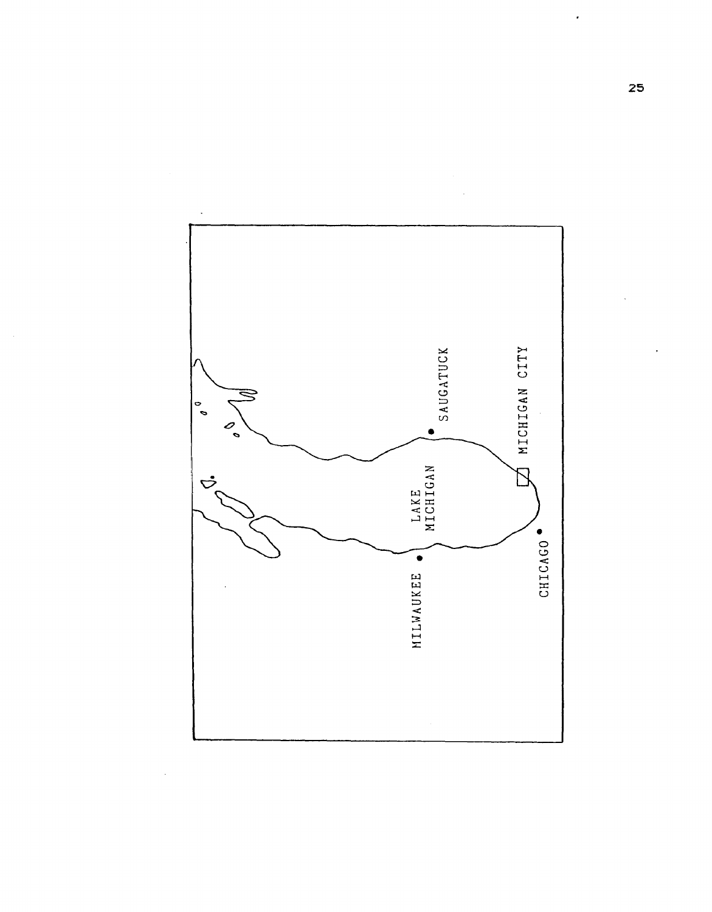SAUGATUCK

MICHIGAN CITY

LAKE MICHIGAN

MILWAUKEE

CHICAGO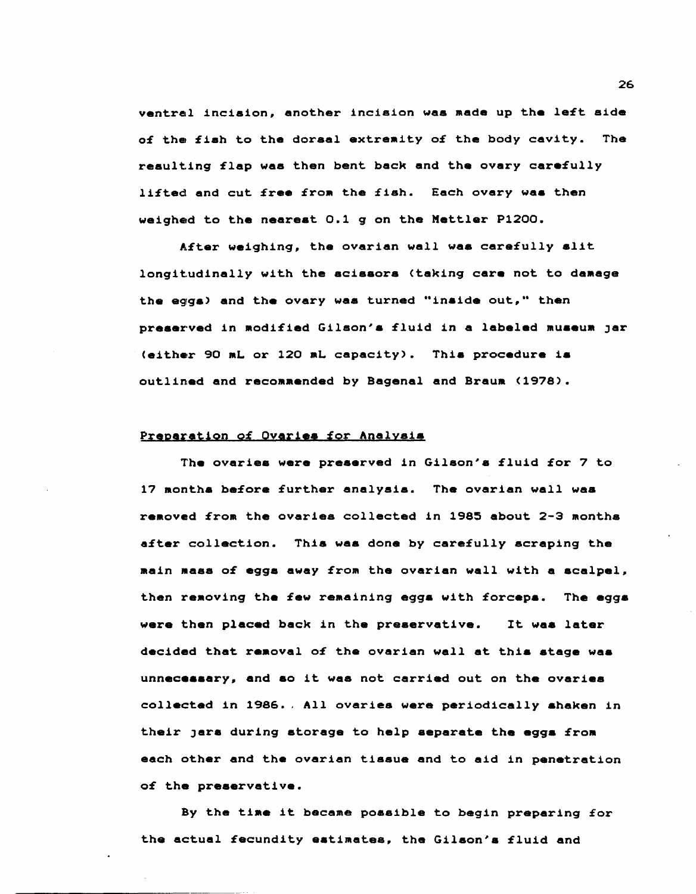ventral incision, another incision was made up the left side of the fish to the dorsal extremity of the body cavity. The resulting flap was then bent back and the ovary carefully lifted and cut free from the fish. Each ovary was then weighed to the nearest 0.1 g on the Mettler P1200.

After weighing, the ovarian wall was carefully slit longitudinally with the scissors (taking care not to damage the eggs) and the ovary was turned "inside out," then preserved in modified Gilson's fluid in a labeled museum jar (either 90 mL or 120 mL capacity). This procedure is outlined and recommended by Bagenal and Braum (1978).

## Preparation of Ovaries for Analysis

The ovaries were preserved in Gilson's fluid for 7 to 17 months before further analysis. The ovarian wall was removed from the ovaries collected in 1985 about 2-3 months after collection. This was done by carefully scraping the main mass of eggs away from the ovarian wall with a scalpel, then removing the few remaining eggs with forceps. The eggs were then placed back in the preservative. It was later decided that removal of the ovarian wall at this stage was unnecessary, and so it was not carried out on the ovaries collected in 1986. All ovaries were periodically shaken in their jars during storage to help separate the eggs from each other and the ovarian tissue and to aid in penetration of the preservative.

By the time it became possible to begin preparing for the actual fecundity estimates, the Gilson's fluid and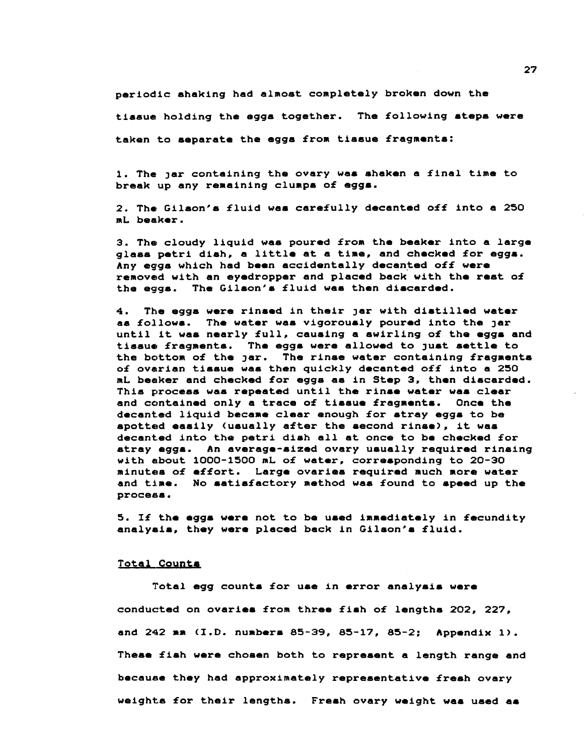periodic shaking had almost completely broken down the tissue holding the eggs together. The following steps were taken to separate the eggs from tissue fragments:

1. The jar containing the ovary was shaken a final time to break up any remaining clumps of eggs.

2. The Gilson's fluid was carefully decanted off into a 250 mL beaker.

3. The cloudy liquid was poured from the beaker into a large glass petri dish, a little at a time, and checked for eggs. Any eggs which had been accidentally decanted off were removed with an eyedropper and placed back with the rest of the eggs. The Gilson's fluid was then discarded.

4. The eggs were rinsed in their jar with distilled water as follows. The water was vigorously poured into the jar until it was nearly full, causing a swirling of the eggs and tissue fragments. The eggs were allowed to just settle to the bottom of the jar. The rinse water containing fragments of ovarian tissue was then quickly decanted off into a 250 mL beaker and checked for eggs as in Step 3, then discarded. This process was repeated until the rinse water was clear and contained only a trace of tissue fragments. Once the decanted liquid became clear enough for stray eggs to be spotted easily (usually after the second rinse), it was decanted into the petri dish all at once to be checked for stray eggs. An average-sized ovary usually required rinsing with about 1000-1500 mL of water, corresponding to 20-30 minutes of effort. Large ovaries required much more water and time. No satisfactory method was found to speed up the process.

5. If the eggs were not to be used immediately in fecundity analysis, they were placed back in Gilson's fluid.

## Total Counts

Total egg counts for use in error analysis were conducted on ovaries from three fish of lengths 202, 227, and 242 mm (I.D. numbers 85-39, 85-17, 85-2; Appendix 1). These fish were chosen both to represent a length range and because they had approximately representative fresh ovary weights for their lengths. Fresh ovary weight was used as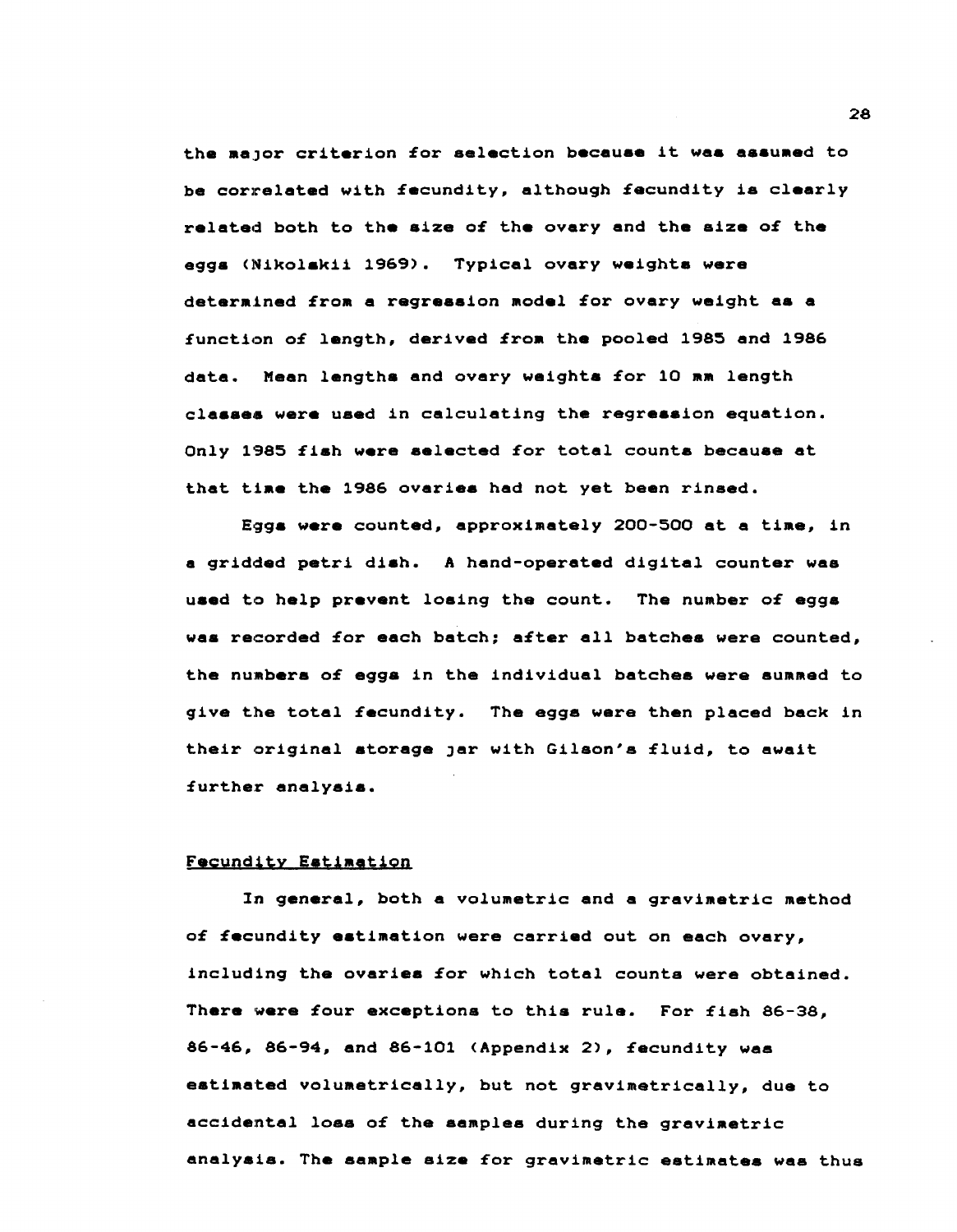the major criterion for selection because it was assumed to be correlated with fecundity, although fecundity is clearly related both to the size of the ovary and the size of the eggs (Nikolskii 1969). Typical ovary weights were determined from a regression model for ovary weight as a function of length, derived from the pooled 1985 and 1986 data. Mean lengths and ovary weights for 10 mm length classes were used in calculating the regression equation. Only 1985 fish were selected for total counts because at that time the 1986 ovaries had not yet been rinsed.

Eggs were counted, approximately 200-500 at a time, in a gridded petri dish. A hand-operated digital counter was used to help prevent losing the count. The number of eggs was recorded for each batch; after all batches were counted, the numbers of eggs in the individual batches were summed to give the total fecundity. The eggs were then placed back in their original storage jar with Gilson's fluid, to await further analysis.

## Fecundity Estimation

In general, both a volumetric and a gravimetric method of fecundity estimation were carried out on each ovary, including the ovaries for which total counts were obtained. There were four exceptions to this rule. For fish 86-38, 86-46, 86-94, and 86-101 (Appendix 2), fecundity was estimated volumetrically, but not gravimetrically, due to accidental loss of the samples during the gravimetric analysis. The sample size for gravimetric estimates was thus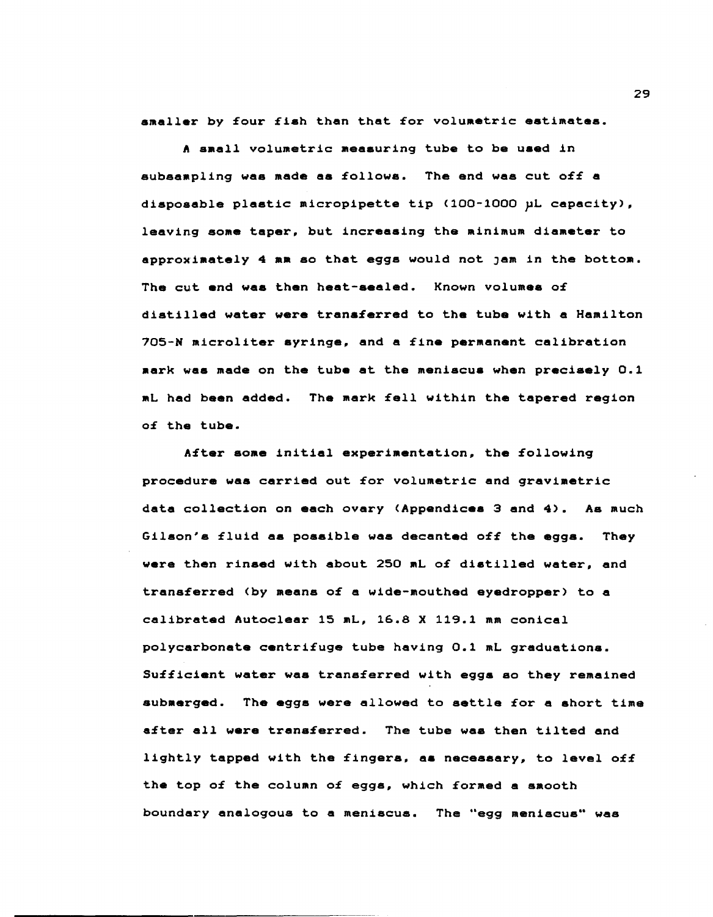smaller by four fish than that for volumetric estimates.

A small volumetric measuring tube to be used in subsampling was made as follows. The end was cut off a disposable plastic micropipette tip (100-1000 µL capacity), leaving some taper, but increasing the minimum diameter to approximately 4 mm so that eggs would not jam in the bottom. The cut end was then heat-sealed. Known volumes of distilled water were transferred to the tube with a Hamilton 705-N microliter syringe, and a fine permanent calibration mark was made on the tube at the meniscus when precisely 0.1 mL had been added. The mark fell within the tapered region of the tube.

After some initial experimentation, the following procedure was carried out for volumetric and gravimetric data collection on each ovary (Appendices 3 and 4). As much Gilson's fluid as possible was decanted off the eggs. They were then rinsed with about 250 mL of distilled water, and transferred (by means of a wide-mouthed eyedropper) to a calibrated Autoclear 15 mL, 16.8 X 119.1 mm conical polycarbonate centrifuge tube having 0.1 mL graduations. Sufficient water was transferred with eggs so they remained submerged. The eggs were allowed to settle for a short time after all were transferred. The tube was then tilted and lightly tapped with the fingers, as necessary, to level off the top of the column of eggs, which formed a smooth boundary analogous to a meniscus. The "egg meniscus" was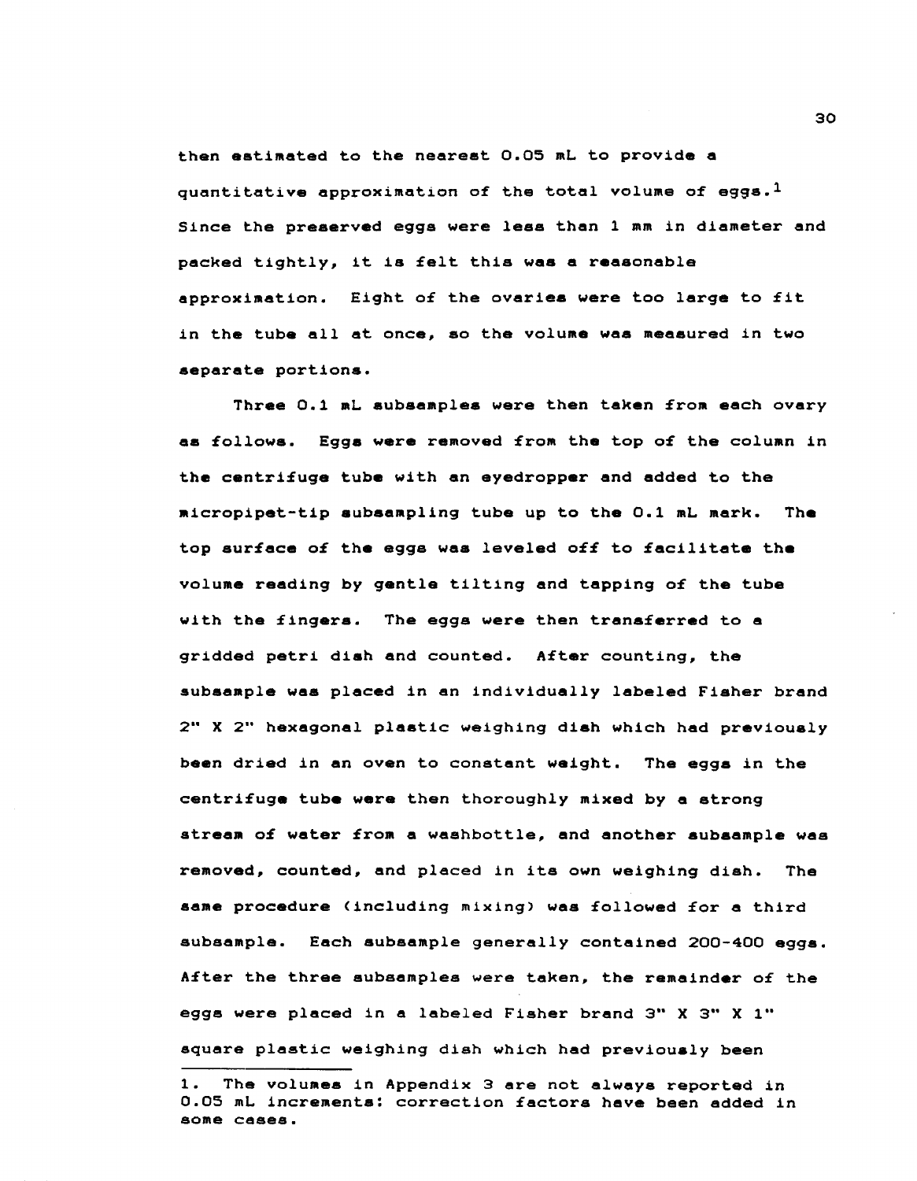then estimated to the nearest 0.05 mL to provide a quantitative approximation of the total volume of eggs.[1] Since the preserved eggs were less than 1 mm in diameter and packed tightly, it is felt this was a reasonable approximation. Eight of the ovaries were too large to fit in the tube all at once, so the volume was measured in two separate portions.

Three 0.1 mL subsamples were then taken from each ovary as follows. Eggs were removed from the top of the column in the centrifuge tube with an eyedropper and added to the micropipet-tip subsampling tube up to the 0.1 mL mark. The top surface of the eggs was leveled off to facilitate the volume reading by gentle tilting and tapping of the tube with the fingers. The eggs were then transferred to a gridded petri dish and counted. After counting, the subsample was placed in an individually labeled Fisher brand 2" X 2" hexagonal plastic weighing dish which had previously been dried in an oven to constant weight. The eggs in the centrifuge tube were then thoroughly mixed by a strong stream of water from a washbottle, and another subsample was removed, counted, and placed in its own weighing dish. The same procedure (including mixing) was followed for a third subsample. Each subsample generally contained 200-400 eggs. After the three subsamples were taken, the remainder of the eggs were placed in a labeled Fisher brand 3" X 3" X 1" square plastic weighing dish which had previously been

---

1. The volumes in Appendix 3 are not always reported in 0.05 mL increments: correction factors have been added in some cases.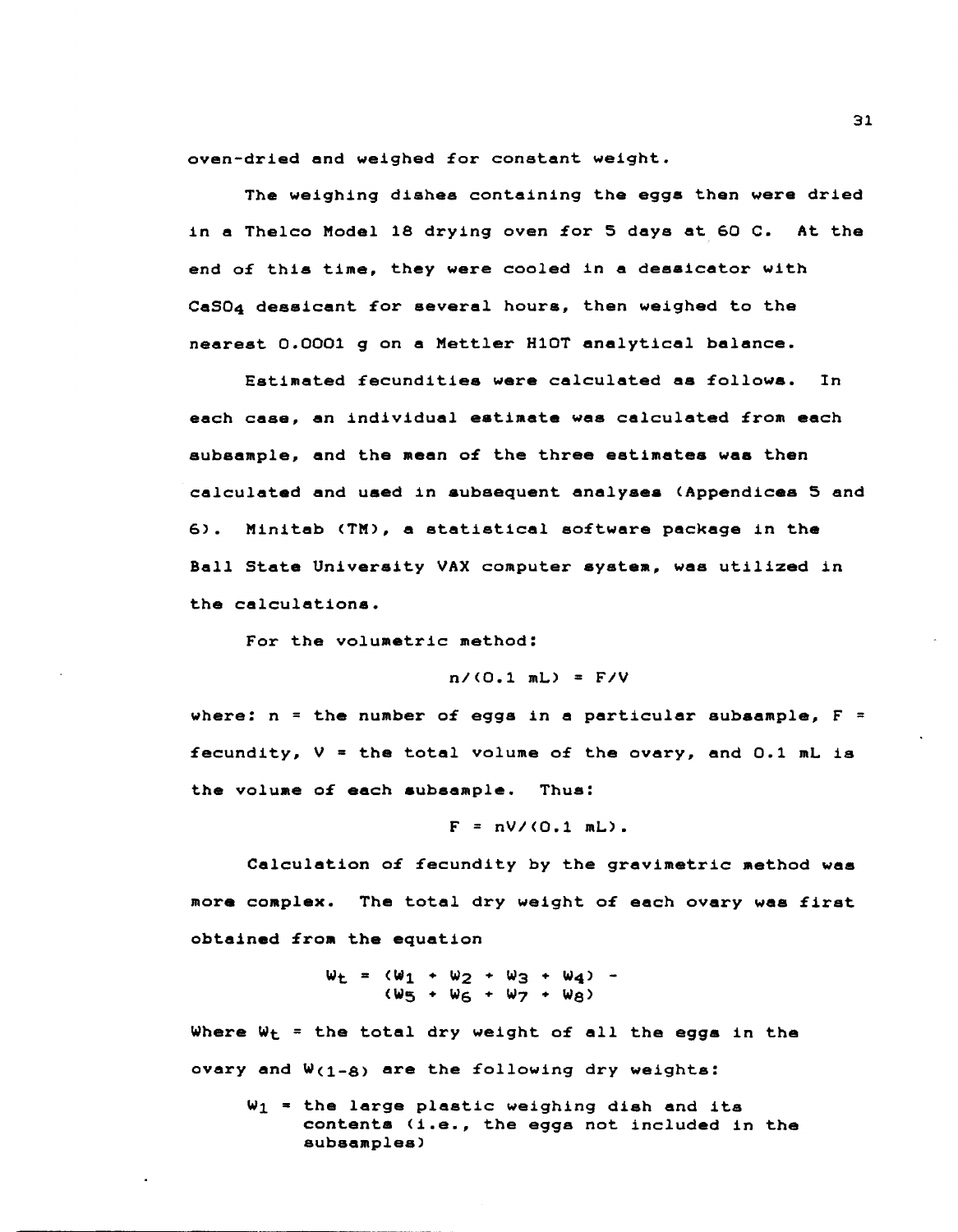oven-dried and weighed for constant weight.

The weighing dishes containing the eggs then were dried in a Thelco Model 18 drying oven for 5 days at 60 C. At the end of this time, they were cooled in a dessicator with $CaSO_4$ dessicant for several hours, then weighed to the nearest 0.0001 g on a Mettler H10T analytical balance.

Estimated fecundities were calculated as follows. In each case, an individual estimate was calculated from each subsample, and the mean of the three estimates was then calculated and used in subsequent analyses (Appendices 5 and 6). Minitab (TM), a statistical software package in the Ball State University VAX computer system, was utilized in the calculations.

For the volumetric method:

$$n/(0.1 \text{ mL}) = F/V$$

where: n = the number of eggs in a particular subsample, F = fecundity, V = the total volume of the ovary, and 0.1 mL is the volume of each subsample. Thus:

$$F = nV/(0.1 \text{ mL}).$$

Calculation of fecundity by the gravimetric method was more complex. The total dry weight of each ovary was first obtained from the equation

$$W_t = (W_1 + W_2 + W_3 + W_4) - (W_5 + W_6 + W_7 + W_8)$$

Where $W_t$ = the total dry weight of all the eggs in the ovary and $W_{(1-8)}$ are the following dry weights:

$W_1$ = the large plastic weighing dish and its contents (i.e., the eggs not included in the subsamples)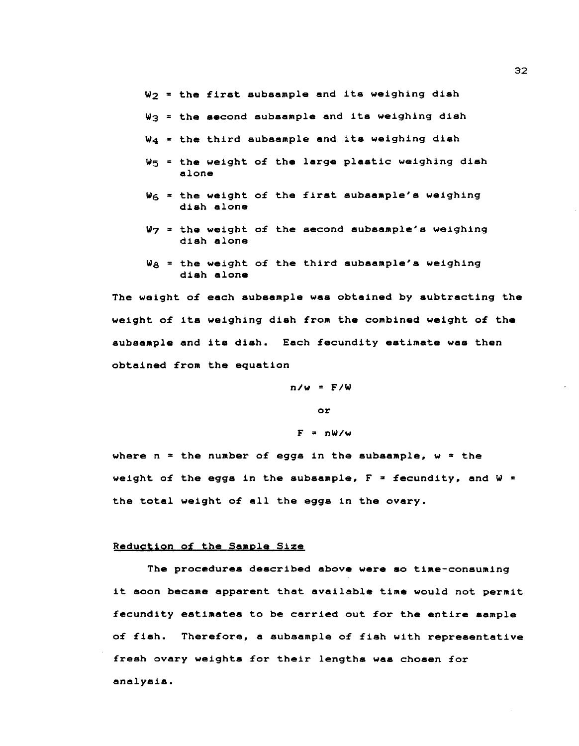$W_2$ = the first subsample and its weighing dish

$W_3$ = the second subsample and its weighing dish

$W_4$ = the third subsample and its weighing dish

$W_5$ = the weight of the large plastic weighing dish alone

$W_6$ = the weight of the first subsample's weighing dish alone

$W_7$ = the weight of the second subsample's weighing dish alone

$W_8$ = the weight of the third subsample's weighing dish alone

The weight of each subsample was obtained by subtracting the weight of its weighing dish from the combined weight of the subsample and its dish. Each fecundity estimate was then obtained from the equation

$$n/w = F/W$$

or

$$F = nW/w$$

where n = the number of eggs in the subsample, w = the weight of the eggs in the subsample, F = fecundity, and W = the total weight of all the eggs in the ovary.

## Reduction of the Sample Size

The procedures described above were so time-consuming it soon became apparent that available time would not permit fecundity estimates to be carried out for the entire sample of fish. Therefore, a subsample of fish with representative fresh ovary weights for their lengths was chosen for analysis.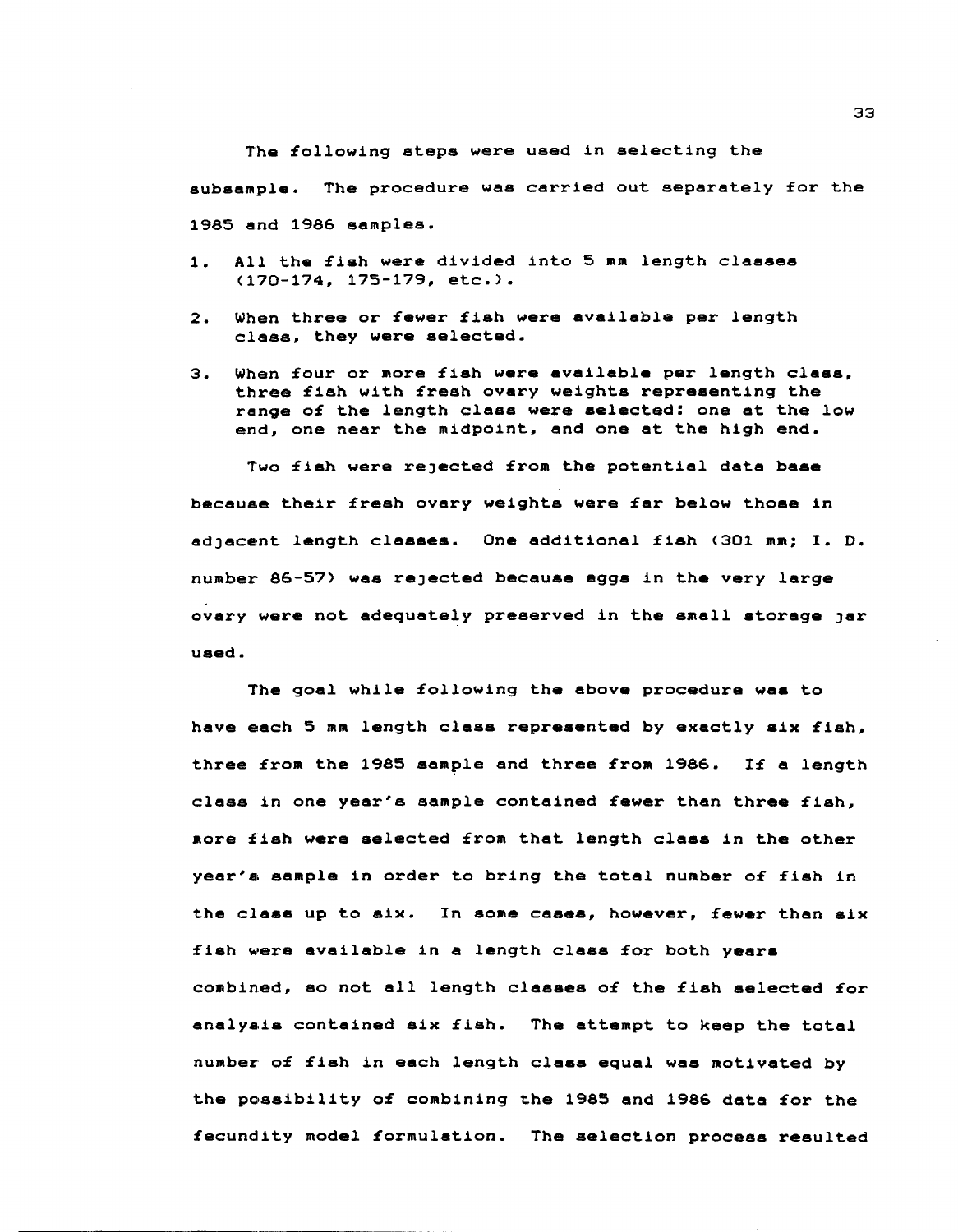The following steps were used in selecting the subsample. The procedure was carried out separately for the 1985 and 1986 samples.

1. All the fish were divided into 5 mm length classes (170-174, 175-179, etc.).
2. When three or fewer fish were available per length class, they were selected.
3. When four or more fish were available per length class, three fish with fresh ovary weights representing the range of the length class were selected: one at the low end, one near the midpoint, and one at the high end.

Two fish were rejected from the potential data base because their fresh ovary weights were far below those in adjacent length classes. One additional fish (301 mm; I. D. number 86-57) was rejected because eggs in the very large ovary were not adequately preserved in the small storage jar used.

The goal while following the above procedure was to have each 5 mm length class represented by exactly six fish, three from the 1985 sample and three from 1986. If a length class in one year's sample contained fewer than three fish, more fish were selected from that length class in the other year's sample in order to bring the total number of fish in the class up to six. In some cases, however, fewer than six fish were available in a length class for both years combined, so not all length classes of the fish selected for analysis contained six fish. The attempt to keep the total number of fish in each length class equal was motivated by the possibility of combining the 1985 and 1986 data for the fecundity model formulation. The selection process resulted